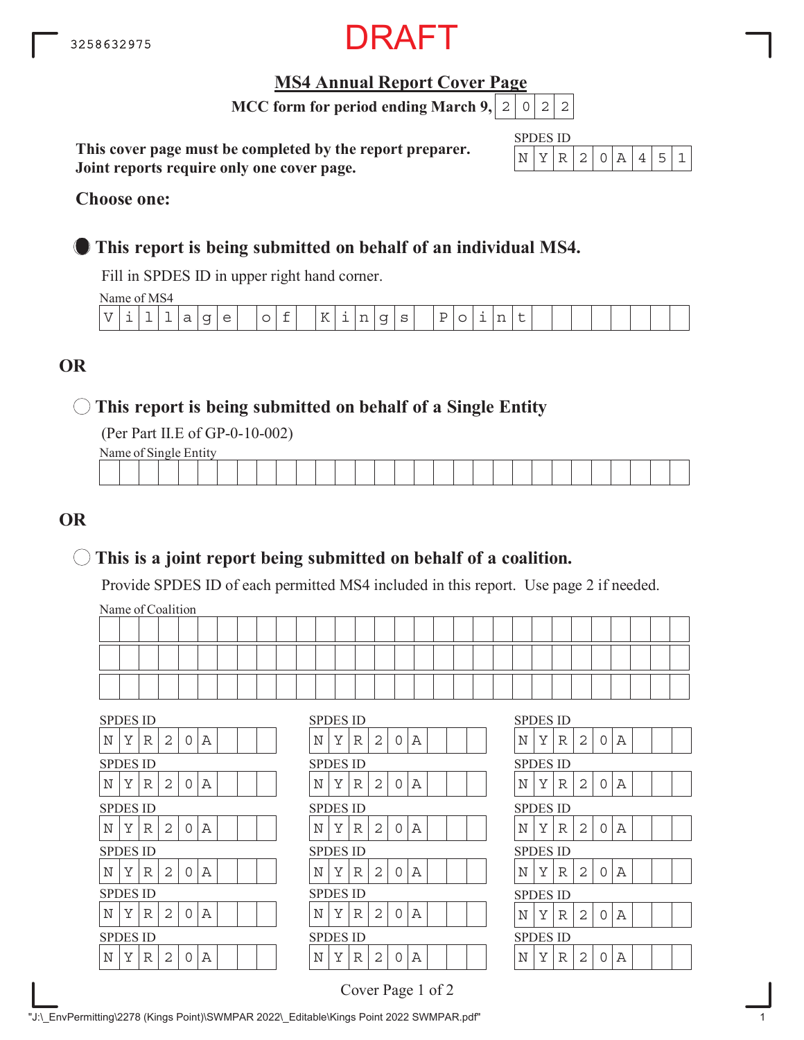3258632975

DRAFT

# MS4 Annual Report Cover Page

**MCC form for period ending March 9, 2022**

**This cover page must be completed by the report preparer.**
**Joint reports require only one cover page.**

SPDES ID: NYR20A451

**Choose one:**

● **This report is being submitted on behalf of an individual MS4.**

Fill in SPDES ID in upper right hand corner.

Name of MS4: Village of Kings Point

**OR**

○ **This report is being submitted on behalf of a Single Entity**

(Per Part II.E of GP-0-10-002)

Name of Single Entity:

**OR**

○ **This is a joint report being submitted on behalf of a coalition.**

Provide SPDES ID of each permitted MS4 included in this report. Use page 2 if needed.

Name of Coalition:

| SPDES ID | SPDES ID | SPDES ID |
|---|---|---|
| NYR20A | NYR20A | NYR20A |
| NYR20A | NYR20A | NYR20A |
| NYR20A | NYR20A | NYR20A |
| NYR20A | NYR20A | NYR20A |
| NYR20A | NYR20A | NYR20A |
| NYR20A | NYR20A | NYR20A |

"J:\_EnvPermitting\2278 (Kings Point)\SWMPAR 2022\_Editable\Kings Point 2022 SWMPAR.pdf"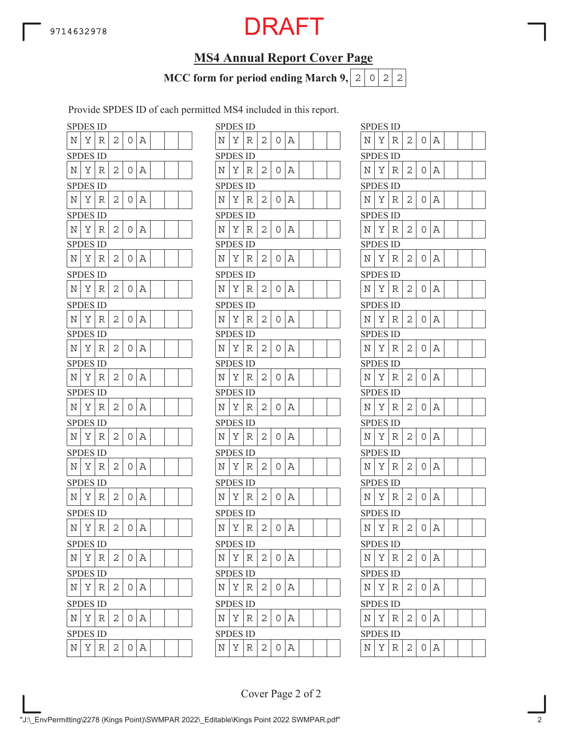9714632978

DRAFT

## MS4 Annual Report Cover Page

**MCC form for period ending March 9, 2022**

Provide SPDES ID of each permitted MS4 included in this report.

| SPDES ID | SPDES ID | SPDES ID |
|---|---|---|
| NYR20A | NYR20A | NYR20A |
| NYR20A | NYR20A | NYR20A |
| NYR20A | NYR20A | NYR20A |
| NYR20A | NYR20A | NYR20A |
| NYR20A | NYR20A | NYR20A |
| NYR20A | NYR20A | NYR20A |
| NYR20A | NYR20A | NYR20A |
| NYR20A | NYR20A | NYR20A |
| NYR20A | NYR20A | NYR20A |
| NYR20A | NYR20A | NYR20A |
| NYR20A | NYR20A | NYR20A |
| NYR20A | NYR20A | NYR20A |
| NYR20A | NYR20A | NYR20A |
| NYR20A | NYR20A | NYR20A |
| NYR20A | NYR20A | NYR20A |
| NYR20A | NYR20A | NYR20A |
| NYR20A | NYR20A | NYR20A |
| NYR20A | NYR20A | NYR20A |

"J:\_EnvPermitting\2278 (Kings Point)\SWMPAR 2022\_Editable\Kings Point 2022 SWMPAR.pdf"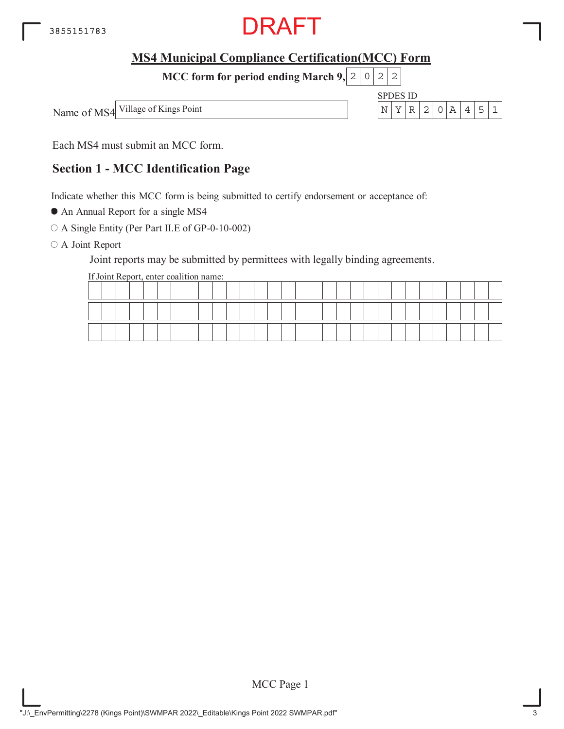DRAFT

## MS4 Municipal Compliance Certification(MCC) Form

**MCC form for period ending March 9, 2022**

Name of MS4: Village of Kings Point

SPDES ID: NYR20A451

Each MS4 must submit an MCC form.

## Section 1 - MCC Identification Page

Indicate whether this MCC form is being submitted to certify endorsement or acceptance of:

- ● An Annual Report for a single MS4
- ○ A Single Entity (Per Part II.E of GP-0-10-002)
- ○ A Joint Report

Joint reports may be submitted by permittees with legally binding agreements.

If Joint Report, enter coalition name: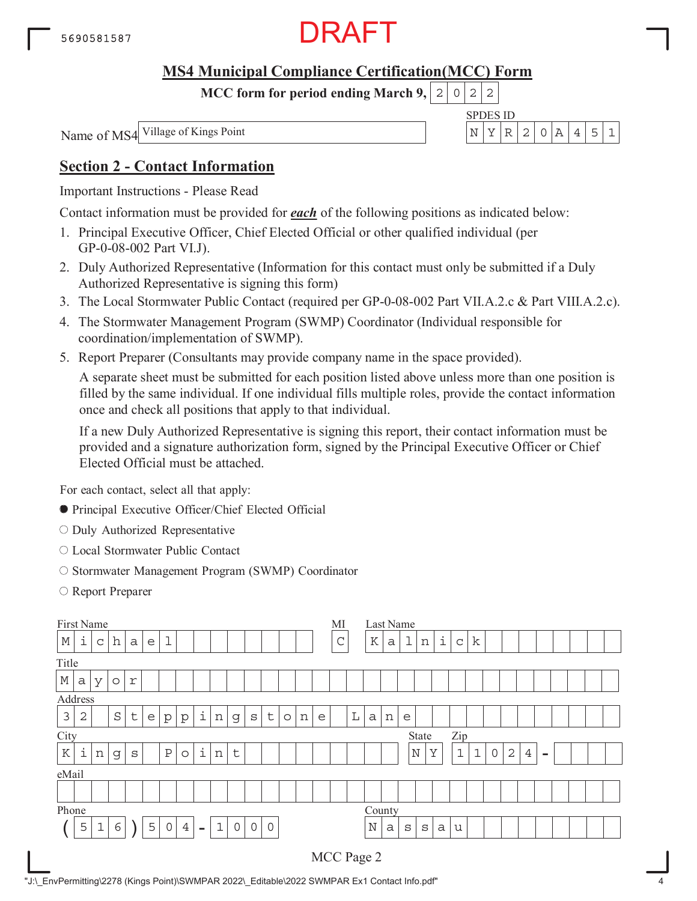5690581587

DRAFT

## MS4 Municipal Compliance Certification(MCC) Form

**MCC form for period ending March 9, 2022**

Name of MS4: Village of Kings Point

SPDES ID: NYR20A451

## Section 2 - Contact Information

Important Instructions - Please Read

Contact information must be provided for ***each*** of the following positions as indicated below:

1. Principal Executive Officer, Chief Elected Official or other qualified individual (per GP-0-08-002 Part VI.J).
2. Duly Authorized Representative (Information for this contact must only be submitted if a Duly Authorized Representative is signing this form)
3. The Local Stormwater Public Contact (required per GP-0-08-002 Part VII.A.2.c & Part VIII.A.2.c).
4. The Stormwater Management Program (SWMP) Coordinator (Individual responsible for coordination/implementation of SWMP).
5. Report Preparer (Consultants may provide company name in the space provided).

   A separate sheet must be submitted for each position listed above unless more than one position is filled by the same individual. If one individual fills multiple roles, provide the contact information once and check all positions that apply to that individual.

   If a new Duly Authorized Representative is signing this report, their contact information must be provided and a signature authorization form, signed by the Principal Executive Officer or Chief Elected Official must be attached.

For each contact, select all that apply:

- ● Principal Executive Officer/Chief Elected Official
- ○ Duly Authorized Representative
- ○ Local Stormwater Public Contact
- ○ Stormwater Management Program (SWMP) Coordinator
- ○ Report Preparer

First Name: Michael
MI: C
Last Name: Kalnick

Title: Mayor

Address: 32 Steppingstone Lane

City: Kings Point
State: NY
Zip: 11024-

eMail:

Phone: (516) 504-1000
County: Nassau

MCC Page 2

"J:\_EnvPermitting\2278 (Kings Point)\SWMPAR 2022\_Editable\2022 SWMPAR Ex1 Contact Info.pdf"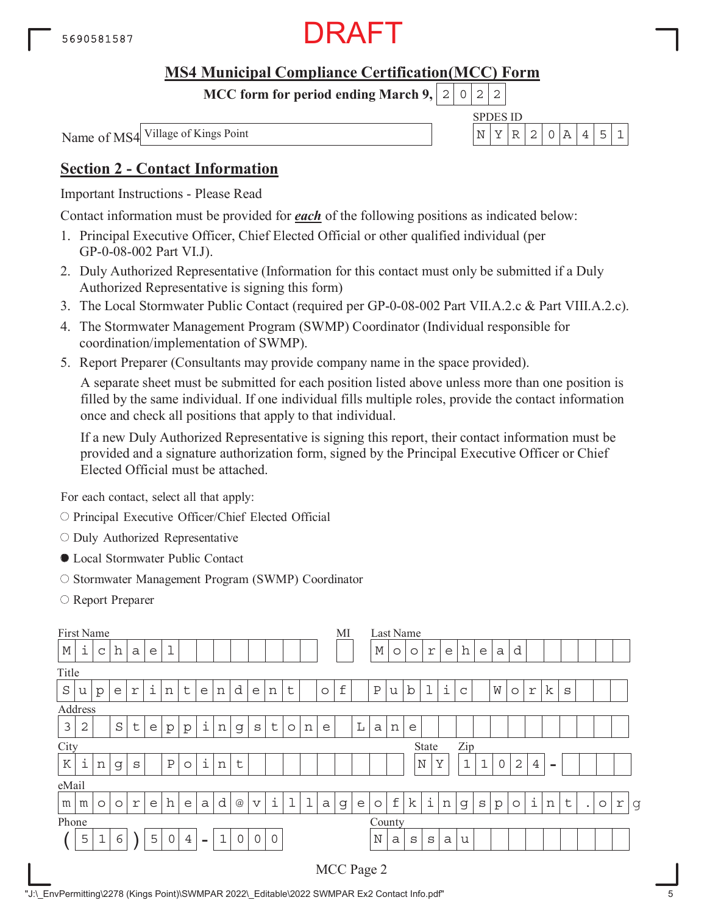DRAFT

## MS4 Municipal Compliance Certification(MCC) Form

**MCC form for period ending March 9, 2022**

Name of MS4: Village of Kings Point

SPDES ID: NYR20A451

## Section 2 - Contact Information

Important Instructions - Please Read

Contact information must be provided for ***each*** of the following positions as indicated below:

1. Principal Executive Officer, Chief Elected Official or other qualified individual (per GP-0-08-002 Part VI.J).
2. Duly Authorized Representative (Information for this contact must only be submitted if a Duly Authorized Representative is signing this form)
3. The Local Stormwater Public Contact (required per GP-0-08-002 Part VII.A.2.c & Part VIII.A.2.c).
4. The Stormwater Management Program (SWMP) Coordinator (Individual responsible for coordination/implementation of SWMP).
5. Report Preparer (Consultants may provide company name in the space provided).

   A separate sheet must be submitted for each position listed above unless more than one position is filled by the same individual. If one individual fills multiple roles, provide the contact information once and check all positions that apply to that individual.

   If a new Duly Authorized Representative is signing this report, their contact information must be provided and a signature authorization form, signed by the Principal Executive Officer or Chief Elected Official must be attached.

For each contact, select all that apply:

- ○ Principal Executive Officer/Chief Elected Official
- ○ Duly Authorized Representative
- ● Local Stormwater Public Contact
- ○ Stormwater Management Program (SWMP) Coordinator
- ○ Report Preparer

First Name: Michael
MI:
Last Name: Moorehead

Title: Superintendent of Public Works

Address: 32 Steppingstone Lane

City: Kings Point
State: NY
Zip: 11024 -

eMail: mmoorehead@villageofkingspoint.org

Phone: (516) 504-1000
County: Nassau

MCC Page 2

"J:\_EnvPermitting\2278 (Kings Point)\SWMPAR 2022\_Editable\2022 SWMPAR Ex2 Contact Info.pdf"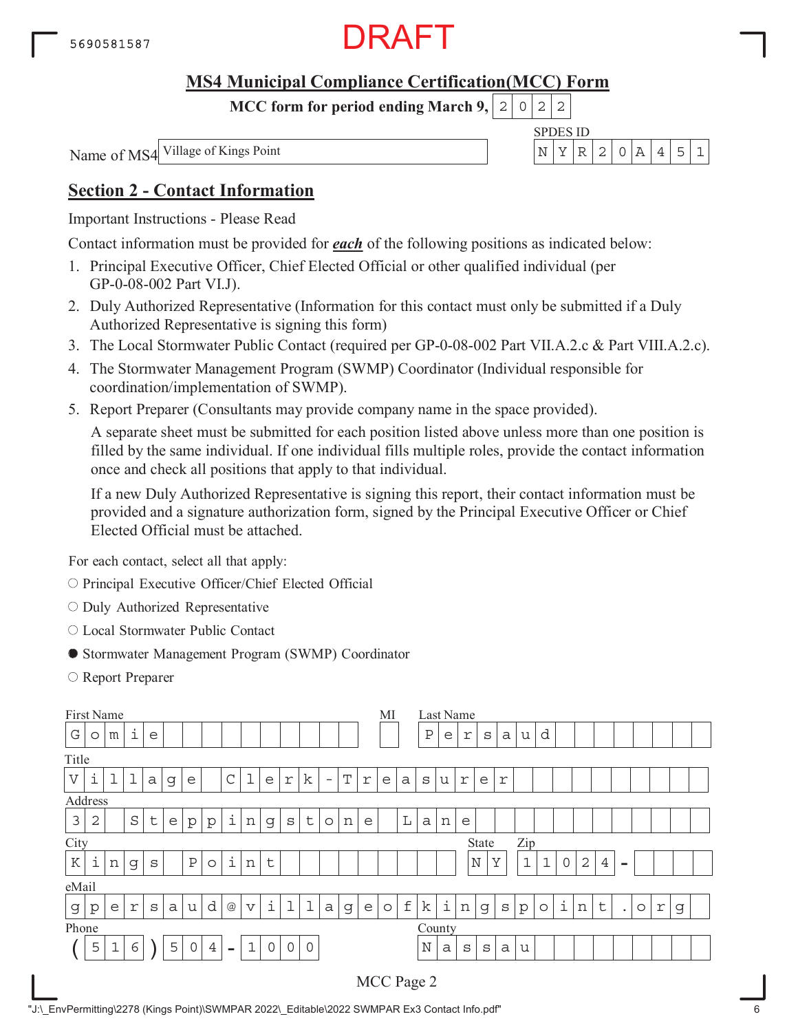5690581587

DRAFT

## MS4 Municipal Compliance Certification(MCC) Form

**MCC form for period ending March 9,** 2022

Name of MS4: Village of Kings Point

SPDES ID: NYR20A451

## Section 2 - Contact Information

Important Instructions - Please Read

Contact information must be provided for ***each*** of the following positions as indicated below:

1. Principal Executive Officer, Chief Elected Official or other qualified individual (per GP-0-08-002 Part VI.J).
2. Duly Authorized Representative (Information for this contact must only be submitted if a Duly Authorized Representative is signing this form)
3. The Local Stormwater Public Contact (required per GP-0-08-002 Part VII.A.2.c & Part VIII.A.2.c).
4. The Stormwater Management Program (SWMP) Coordinator (Individual responsible for coordination/implementation of SWMP).
5. Report Preparer (Consultants may provide company name in the space provided).

   A separate sheet must be submitted for each position listed above unless more than one position is filled by the same individual. If one individual fills multiple roles, provide the contact information once and check all positions that apply to that individual.

   If a new Duly Authorized Representative is signing this report, their contact information must be provided and a signature authorization form, signed by the Principal Executive Officer or Chief Elected Official must be attached.

For each contact, select all that apply:

- ○ Principal Executive Officer/Chief Elected Official
- ○ Duly Authorized Representative
- ○ Local Stormwater Public Contact
- ● Stormwater Management Program (SWMP) Coordinator
- ○ Report Preparer

| Field | Value |
|---|---|
| First Name | Gomie |
| MI | |
| Last Name | Persaud |
| Title | Village Clerk-Treasurer |
| Address | 32 Steppingstone Lane |
| City | Kings Point |
| State | NY |
| Zip | 11024- |
| eMail | gpersaud@villageofkingspoint.org |
| Phone | (516) 504-1000 |
| County | Nassau |

MCC Page 2

"J:\_EnvPermitting\2278 (Kings Point)\SWMPAR 2022\_Editable\2022 SWMPAR Ex3 Contact Info.pdf"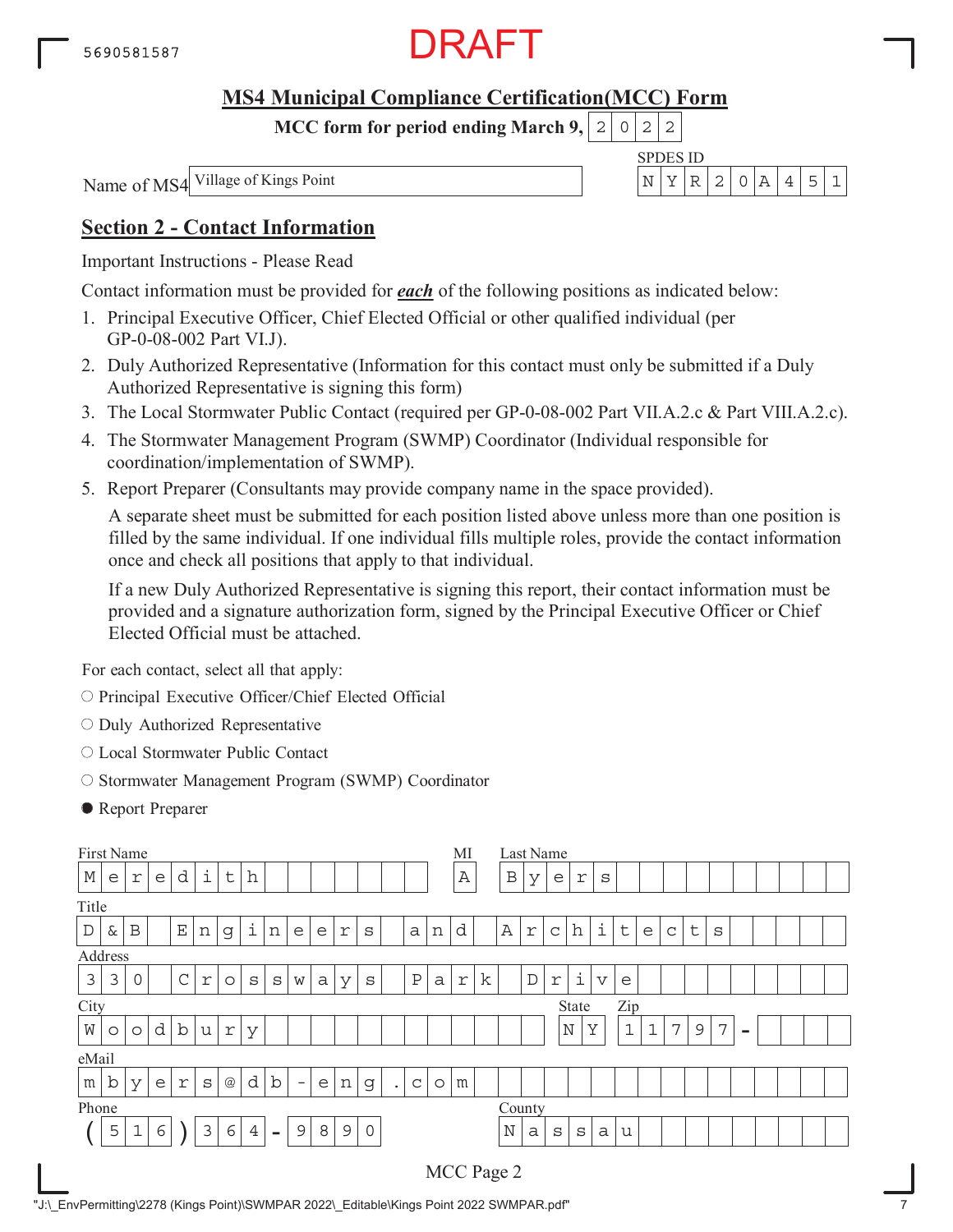5690581587

DRAFT

## MS4 Municipal Compliance Certification(MCC) Form

**MCC form for period ending March 9, 2022**

Name of MS4: Village of Kings Point

SPDES ID: NYR20A451

## Section 2 - Contact Information

Important Instructions - Please Read

Contact information must be provided for ***each*** of the following positions as indicated below:

1. Principal Executive Officer, Chief Elected Official or other qualified individual (per GP-0-08-002 Part VI.J).
2. Duly Authorized Representative (Information for this contact must only be submitted if a Duly Authorized Representative is signing this form)
3. The Local Stormwater Public Contact (required per GP-0-08-002 Part VII.A.2.c & Part VIII.A.2.c).
4. The Stormwater Management Program (SWMP) Coordinator (Individual responsible for coordination/implementation of SWMP).
5. Report Preparer (Consultants may provide company name in the space provided).

   A separate sheet must be submitted for each position listed above unless more than one position is filled by the same individual. If one individual fills multiple roles, provide the contact information once and check all positions that apply to that individual.

   If a new Duly Authorized Representative is signing this report, their contact information must be provided and a signature authorization form, signed by the Principal Executive Officer or Chief Elected Official must be attached.

For each contact, select all that apply:

- ○ Principal Executive Officer/Chief Elected Official
- ○ Duly Authorized Representative
- ○ Local Stormwater Public Contact
- ○ Stormwater Management Program (SWMP) Coordinator
- ● Report Preparer

| Field | Value |
|---|---|
| First Name | Meredith |
| MI | A |
| Last Name | Byers |
| Title | D&B Engineers and Architects |
| Address | 330 Crossways Park Drive |
| City | Woodbury |
| State | NY |
| Zip | 11797- |
| eMail | mbyers@db-eng.com |
| Phone | (516) 364-9890 |
| County | Nassau |

MCC Page 2

"J:\_EnvPermitting\2278 (Kings Point)\SWMPAR 2022\_Editable\Kings Point 2022 SWMPAR.pdf"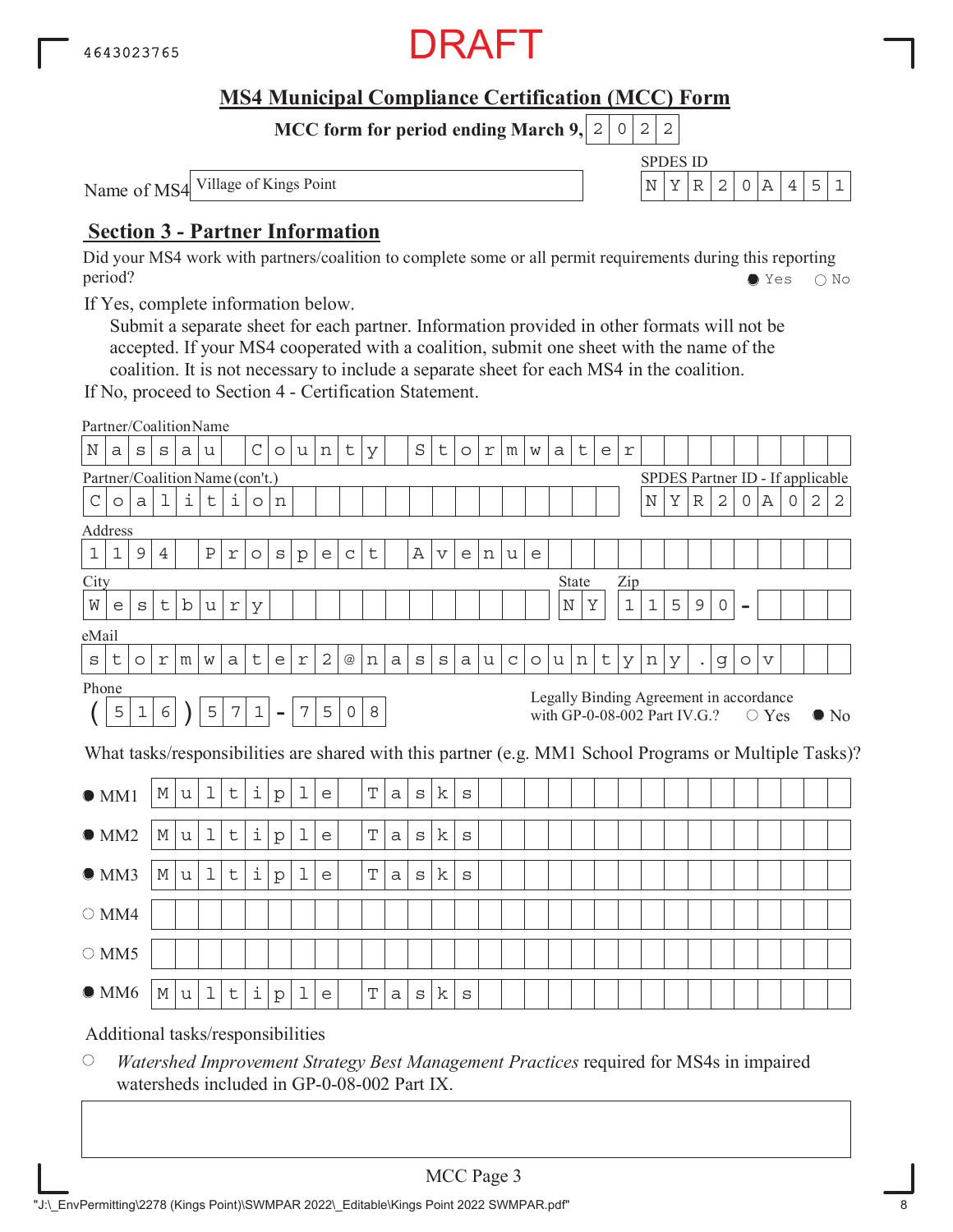4643023765

DRAFT

# MS4 Municipal Compliance Certification (MCC) Form

**MCC form for period ending March 9, 2022**

Name of MS4: Village of Kings Point

SPDES ID: NYR20A451

## Section 3 - Partner Information

Did your MS4 work with partners/coalition to complete some or all permit requirements during this reporting period? ● Yes ○ No

If Yes, complete information below.

Submit a separate sheet for each partner. Information provided in other formats will not be accepted. If your MS4 cooperated with a coalition, submit one sheet with the name of the coalition. It is not necessary to include a separate sheet for each MS4 in the coalition.

If No, proceed to Section 4 - Certification Statement.

Partner/Coalition Name: Nassau County Stormwater

Partner/Coalition Name (con't.): Coalition

SPDES Partner ID - If applicable: NYR20A022

Address: 1194 Prospect Avenue

City: Westbury

State: NY

Zip: 11590 -

eMail: stormwater2@nassaucountyny.gov

Phone: (516) 571-7508

Legally Binding Agreement in accordance with GP-0-08-002 Part IV.G.? ○ Yes ● No

What tasks/responsibilities are shared with this partner (e.g. MM1 School Programs or Multiple Tasks)?

| | |
|---|---|
| ● MM1 | Multiple Tasks |
| ● MM2 | Multiple Tasks |
| ● MM3 | Multiple Tasks |
| ○ MM4 | |
| ○ MM5 | |
| ● MM6 | Multiple Tasks |

Additional tasks/responsibilities

○ *Watershed Improvement Strategy Best Management Practices* required for MS4s in impaired watersheds included in GP-0-08-002 Part IX.

MCC Page 3

"J:\_EnvPermitting\2278 (Kings Point)\SWMPAR 2022\_Editable\Kings Point 2022 SWMPAR.pdf"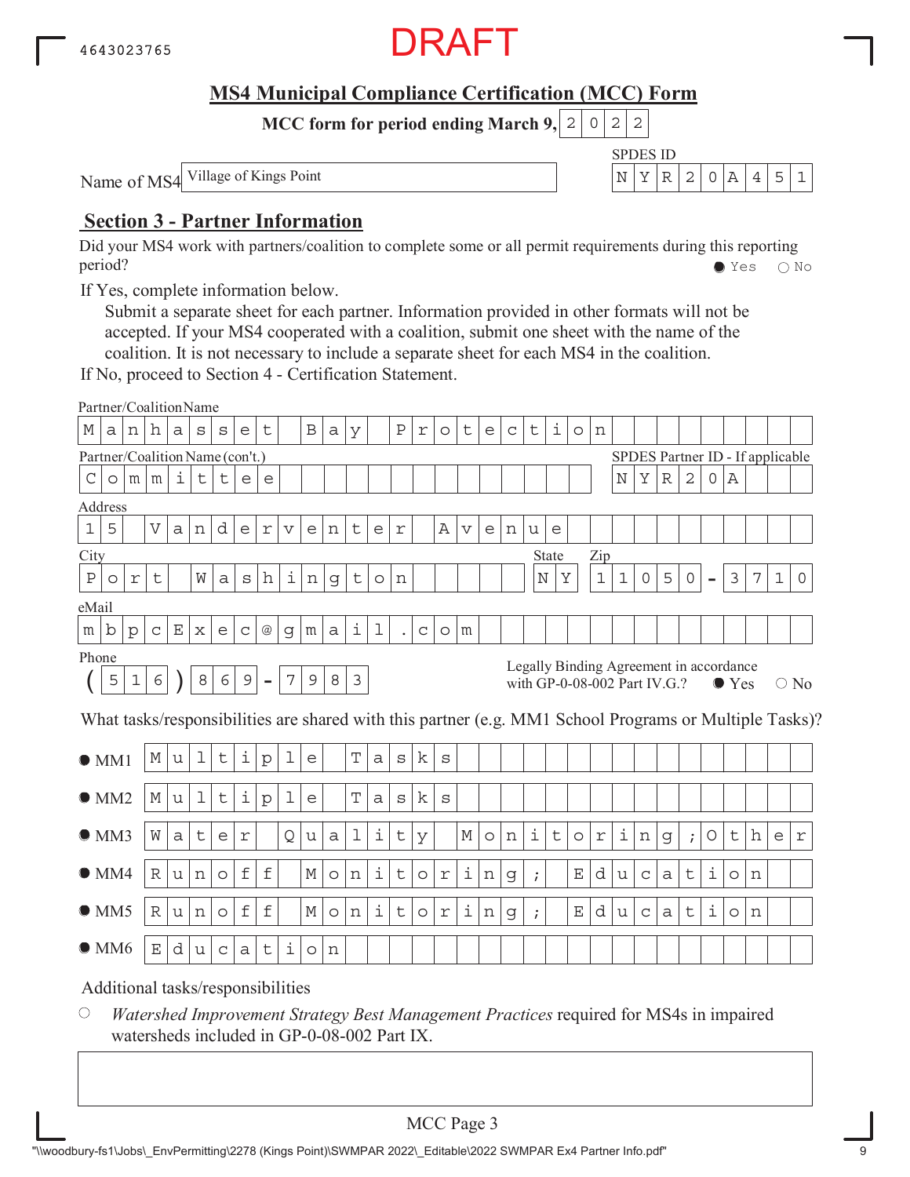DRAFT

# MS4 Municipal Compliance Certification (MCC) Form

**MCC form for period ending March 9, 2022**

Name of MS4: Village of Kings Point

SPDES ID: NYR20A451

## Section 3 - Partner Information

Did your MS4 work with partners/coalition to complete some or all permit requirements during this reporting period? ● Yes ○ No

If Yes, complete information below.

Submit a separate sheet for each partner. Information provided in other formats will not be accepted. If your MS4 cooperated with a coalition, submit one sheet with the name of the coalition. It is not necessary to include a separate sheet for each MS4 in the coalition.

If No, proceed to Section 4 - Certification Statement.

Partner/Coalition Name: Manhasset Bay Protection

Partner/Coalition Name (con't.): Committee

SPDES Partner ID - If applicable: NYR20A

Address: 15 Vanderventer Avenue

City: Port Washington

State: NY

Zip: 11050-3710

eMail: mbpcExec@gmail.com

Phone: (516) 869-7983

Legally Binding Agreement in accordance with GP-0-08-002 Part IV.G.? ● Yes ○ No

What tasks/responsibilities are shared with this partner (e.g. MM1 School Programs or Multiple Tasks)?

- ● MM1: Multiple Tasks
- ● MM2: Multiple Tasks
- ● MM3: Water Quality Monitoring;Other
- ● MM4: Runoff Monitoring; Education
- ● MM5: Runoff Monitoring; Education
- ● MM6: Education

Additional tasks/responsibilities

○ *Watershed Improvement Strategy Best Management Practices* required for MS4s in impaired watersheds included in GP-0-08-002 Part IX.

MCC Page 3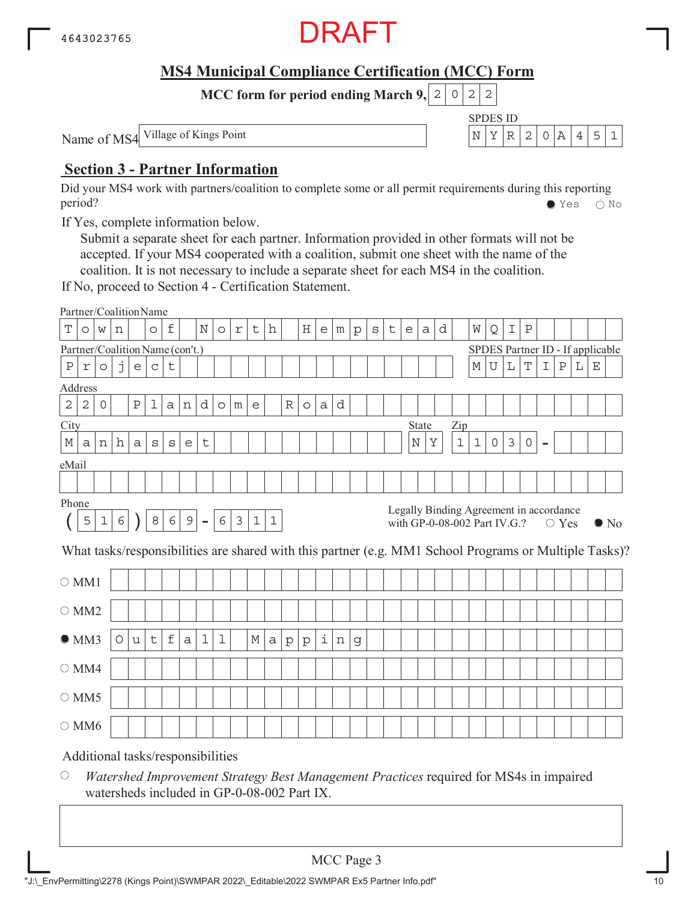4643023765

DRAFT

## MS4 Municipal Compliance Certification (MCC) Form

**MCC form for period ending March 9, 2022**

Name of MS4: Village of Kings Point

SPDES ID: NYR20A451

## Section 3 - Partner Information

Did your MS4 work with partners/coalition to complete some or all permit requirements during this reporting period? ● Yes ○ No

If Yes, complete information below.

Submit a separate sheet for each partner. Information provided in other formats will not be accepted. If your MS4 cooperated with a coalition, submit one sheet with the name of the coalition. It is not necessary to include a separate sheet for each MS4 in the coalition.

If No, proceed to Section 4 - Certification Statement.

Partner/Coalition Name: Town of North Hempstead WQIP

Partner/Coalition Name (con't.): Project

SPDES Partner ID - If applicable: MULTIPLE

Address: 220 Plandome Road

City: Manhasset

State: NY

Zip: 11030-

eMail:

Phone: (516) 869-6311

Legally Binding Agreement in accordance with GP-0-08-002 Part IV.G.? ○ Yes ● No

What tasks/responsibilities are shared with this partner (e.g. MM1 School Programs or Multiple Tasks)?

○ MM1

○ MM2

● MM3 Outfall Mapping

○ MM4

○ MM5

○ MM6

Additional tasks/responsibilities

○ *Watershed Improvement Strategy Best Management Practices* required for MS4s in impaired watersheds included in GP-0-08-002 Part IX.

MCC Page 3

"J:\_EnvPermitting\2278 (Kings Point)\SWMPAR 2022\_Editable\2022 SWMPAR Ex5 Partner Info.pdf"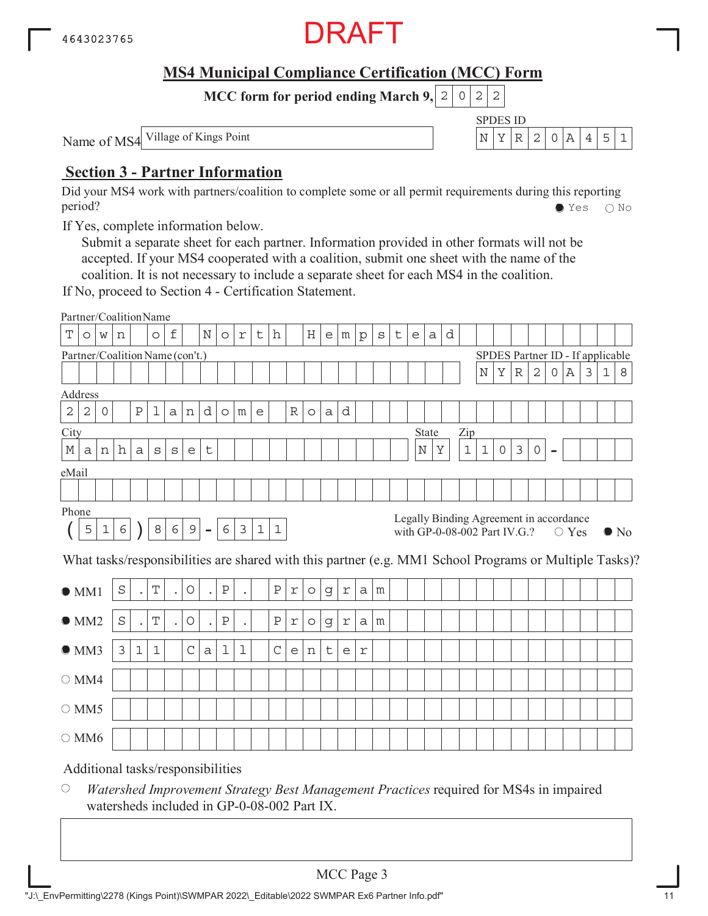4643023765

DRAFT

## MS4 Municipal Compliance Certification (MCC) Form

**MCC form for period ending March 9, 2022**

Name of MS4: Village of Kings Point

SPDES ID: NYR20A451

## Section 3 - Partner Information

Did your MS4 work with partners/coalition to complete some or all permit requirements during this reporting period? ● Yes ○ No

If Yes, complete information below.

Submit a separate sheet for each partner. Information provided in other formats will not be accepted. If your MS4 cooperated with a coalition, submit one sheet with the name of the coalition. It is not necessary to include a separate sheet for each MS4 in the coalition.

If No, proceed to Section 4 - Certification Statement.

Partner/Coalition Name: Town of North Hempstead

Partner/Coalition Name (con't.):

SPDES Partner ID - If applicable: NYR20A318

Address: 220 Plandome Road

City: Manhasset

State: NY

Zip: 11030 -

eMail:

Phone: (516) 869 - 6311

Legally Binding Agreement in accordance with GP-0-08-002 Part IV.G.? ○ Yes ● No

What tasks/responsibilities are shared with this partner (e.g. MM1 School Programs or Multiple Tasks)?

● MM1 S.T.O.P. Program

● MM2 S.T.O.P. Program

● MM3 311 Call Center

○ MM4

○ MM5

○ MM6

Additional tasks/responsibilities

○ *Watershed Improvement Strategy Best Management Practices* required for MS4s in impaired watersheds included in GP-0-08-002 Part IX.

MCC Page 3

"J:\_EnvPermitting\2278 (Kings Point)\SWMPAR 2022\_Editable\2022 SWMPAR Ex6 Partner Info.pdf"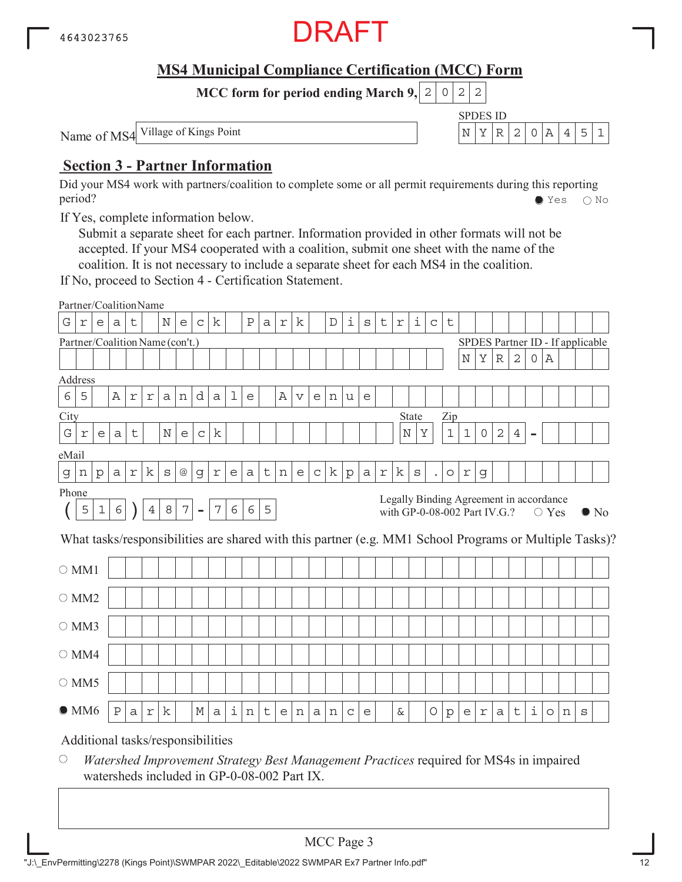4643023765

DRAFT

# MS4 Municipal Compliance Certification (MCC) Form

**MCC form for period ending March 9, 2022**

Name of MS4: Village of Kings Point

SPDES ID: NYR20A451

## Section 3 - Partner Information

Did your MS4 work with partners/coalition to complete some or all permit requirements during this reporting period? ● Yes ○ No

If Yes, complete information below.

Submit a separate sheet for each partner. Information provided in other formats will not be accepted. If your MS4 cooperated with a coalition, submit one sheet with the name of the coalition. It is not necessary to include a separate sheet for each MS4 in the coalition.

If No, proceed to Section 4 - Certification Statement.

Partner/Coalition Name: Great Neck Park District

Partner/Coalition Name (con't.):

SPDES Partner ID - If applicable: NYR20A

Address: 65 Arrandale Avenue

City: Great Neck

State: NY

Zip: 11024 -

eMail: gnparks@greatneckparks.org

Phone: (516) 487-7665

Legally Binding Agreement in accordance with GP-0-08-002 Part IV.G.? ○ Yes ● No

What tasks/responsibilities are shared with this partner (e.g. MM1 School Programs or Multiple Tasks)?

- ○ MM1
- ○ MM2
- ○ MM3
- ○ MM4
- ○ MM5
- ● MM6 Park Maintenance & Operations

Additional tasks/responsibilities

○ *Watershed Improvement Strategy Best Management Practices* required for MS4s in impaired watersheds included in GP-0-08-002 Part IX.

MCC Page 3

"J:\_EnvPermitting\2278 (Kings Point)\SWMPAR 2022\_Editable\2022 SWMPAR Ex7 Partner Info.pdf"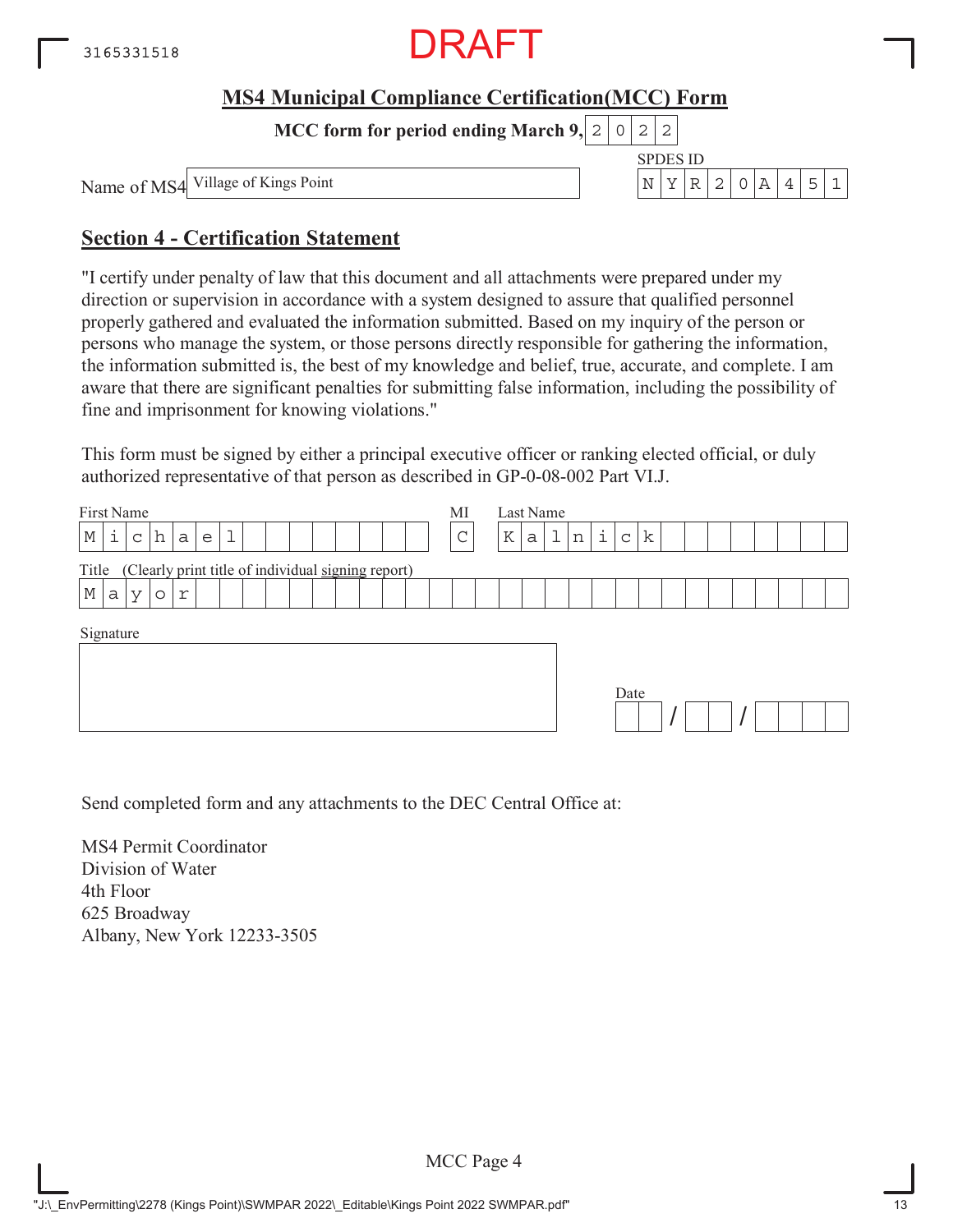3165331518

DRAFT

## MS4 Municipal Compliance Certification(MCC) Form

**MCC form for period ending March 9, 2022**

Name of MS4: Village of Kings Point

SPDES ID: NYR20A451

## Section 4 - Certification Statement

"I certify under penalty of law that this document and all attachments were prepared under my direction or supervision in accordance with a system designed to assure that qualified personnel properly gathered and evaluated the information submitted. Based on my inquiry of the person or persons who manage the system, or those persons directly responsible for gathering the information, the information submitted is, the best of my knowledge and belief, true, accurate, and complete. I am aware that there are significant penalties for submitting false information, including the possibility of fine and imprisonment for knowing violations."

This form must be signed by either a principal executive officer or ranking elected official, or duly authorized representative of that person as described in GP-0-08-002 Part VI.J.

First Name: Michael    MI: C    Last Name: Kalnick

Title (Clearly print title of individual signing report): Mayor

Signature:

Date: ___ / ___ / ______

Send completed form and any attachments to the DEC Central Office at:

MS4 Permit Coordinator
Division of Water
4th Floor
625 Broadway
Albany, New York 12233-3505

MCC Page 4

"J:\_EnvPermitting\2278 (Kings Point)\SWMPAR 2022\_Editable\Kings Point 2022 SWMPAR.pdf"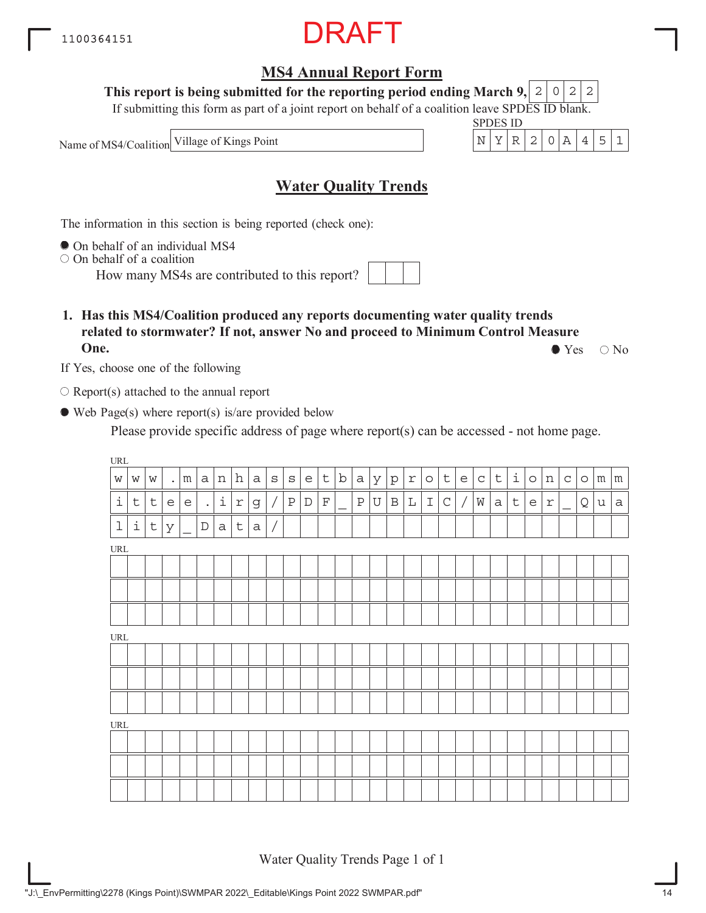DRAFT

# MS4 Annual Report Form

**This report is being submitted for the reporting period ending March 9, 2022**

If submitting this form as part of a joint report on behalf of a coalition leave SPDES ID blank.

Name of MS4/Coalition: Village of Kings Point

SPDES ID: NYR20A451

## Water Quality Trends

The information in this section is being reported (check one):

- ● On behalf of an individual MS4
- ○ On behalf of a coalition
  - How many MS4s are contributed to this report?

**1. Has this MS4/Coalition produced any reports documenting water quality trends related to stormwater? If not, answer No and proceed to Minimum Control Measure One.** ● Yes ○ No

If Yes, choose one of the following

- ○ Report(s) attached to the annual report
- ● Web Page(s) where report(s) is/are provided below

Please provide specific address of page where report(s) can be accessed - not home page.

URL: www.manhassetbayprotectioncommittee.irg/PDF_PUBLIC/Water_Quality_Data/

URL:

URL:

URL: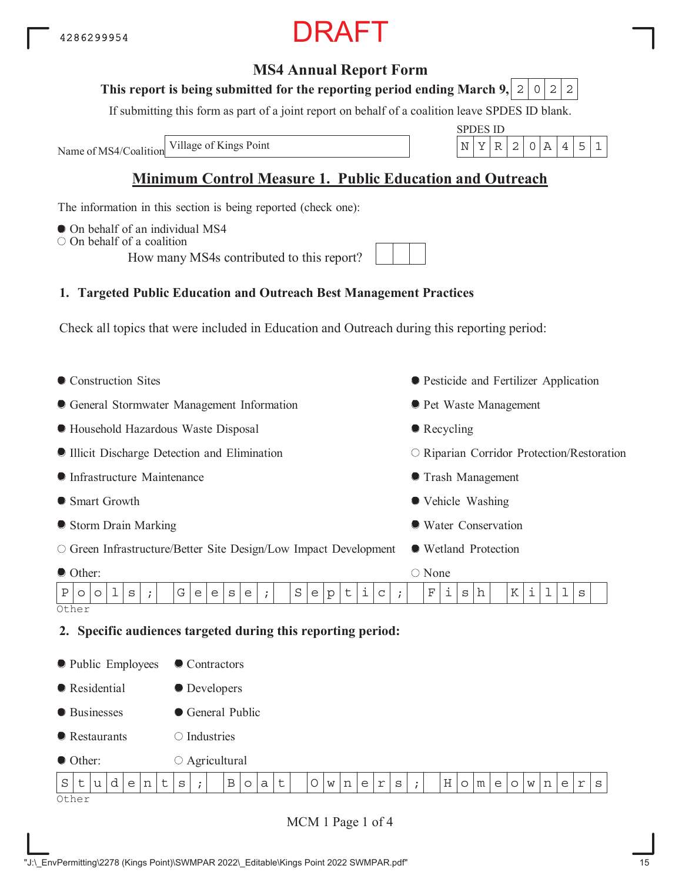DRAFT

# MS4 Annual Report Form

**This report is being submitted for the reporting period ending March 9, 2022**

If submitting this form as part of a joint report on behalf of a coalition leave SPDES ID blank.

Name of MS4/Coalition: Village of Kings Point

SPDES ID: NYR20A451

## Minimum Control Measure 1. Public Education and Outreach

The information in this section is being reported (check one):

- ● On behalf of an individual MS4
- ○ On behalf of a coalition

How many MS4s contributed to this report?

### 1. Targeted Public Education and Outreach Best Management Practices

Check all topics that were included in Education and Outreach during this reporting period:

- ● Construction Sites
- ● General Stormwater Management Information
- ● Household Hazardous Waste Disposal
- ● Illicit Discharge Detection and Elimination
- ● Infrastructure Maintenance
- ● Smart Growth
- ● Storm Drain Marking
- ○ Green Infrastructure/Better Site Design/Low Impact Development
- ● Other:
- ● Pesticide and Fertilizer Application
- ● Pet Waste Management
- ● Recycling
- ○ Riparian Corridor Protection/Restoration
- ● Trash Management
- ● Vehicle Washing
- ● Water Conservation
- ● Wetland Protection
- ○ None

Other: Pools; Geese; Septic; Fish Kills

### 2. Specific audiences targeted during this reporting period:

- ● Public Employees
- ● Residential
- ● Businesses
- ● Restaurants
- ● Other:
- ● Contractors
- ● Developers
- ● General Public
- ○ Industries
- ○ Agricultural

Other: Students; Boat Owners; Homeowners

MCM 1 Page 1 of 4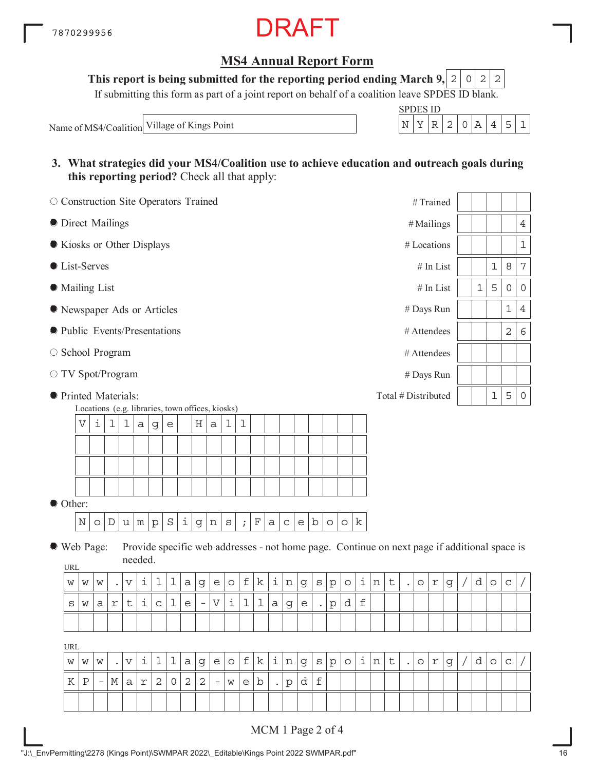7870299956

DRAFT

## MS4 Annual Report Form

**This report is being submitted for the reporting period ending March 9,** 2022

If submitting this form as part of a joint report on behalf of a coalition leave SPDES ID blank.

Name of MS4/Coalition: Village of Kings Point

SPDES ID: NYR20A451

**3. What strategies did your MS4/Coalition use to achieve education and outreach goals during this reporting period?** Check all that apply:

| Strategy | Selected | Measure | Value |
|---|---|---|---|
| Construction Site Operators Trained | ○ | # Trained | |
| Direct Mailings | ● | # Mailings | 4 |
| Kiosks or Other Displays | ● | # Locations | 1 |
| List-Serves | ● | # In List | 187 |
| Mailing List | ● | # In List | 1500 |
| Newspaper Ads or Articles | ● | # Days Run | 14 |
| Public Events/Presentations | ● | # Attendees | 26 |
| School Program | ○ | # Attendees | |
| TV Spot/Program | ○ | # Days Run | |
| Printed Materials: | ● | Total # Distributed | 150 |

Locations (e.g. libraries, town offices, kiosks)

Village Hall

● Other:

NoDumpSigns;Facebook

● Web Page: Provide specific web addresses - not home page. Continue on next page if additional space is needed.

URL

www.villageofkingspoint.org/doc/swarticle-Village.pdf

URL

www.villageofkingspoint.org/doc/KP-Mar2022-web.pdf

MCM 1 Page 2 of 4

"J:\_EnvPermitting\2278 (Kings Point)\SWMPAR 2022\_Editable\Kings Point 2022 SWMPAR.pdf"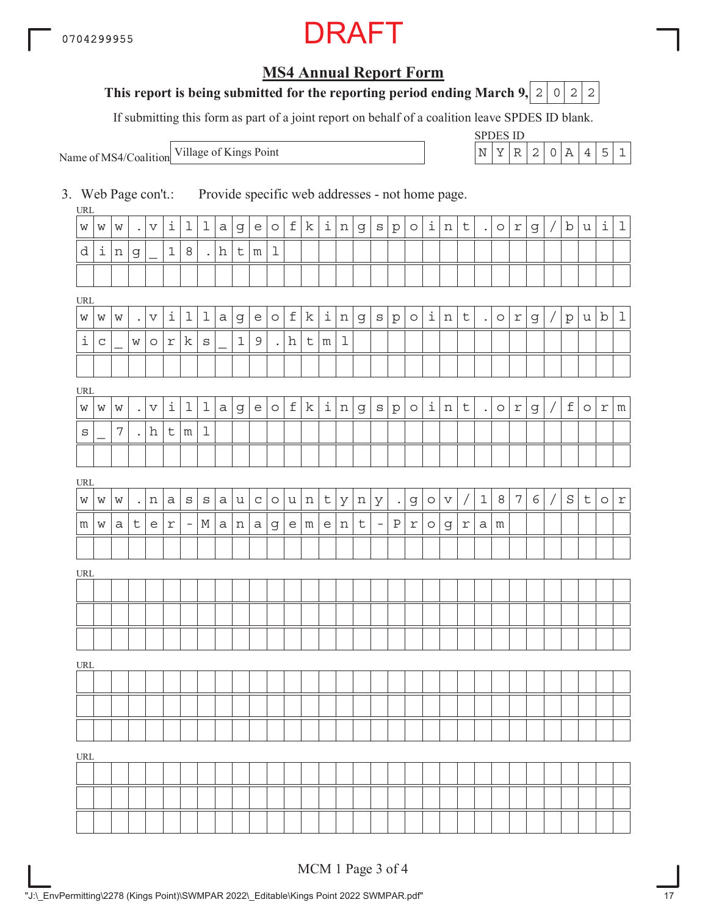0704299955

DRAFT

## MS4 Annual Report Form

**This report is being submitted for the reporting period ending March 9, 2022**

If submitting this form as part of a joint report on behalf of a coalition leave SPDES ID blank.

Name of MS4/Coalition: Village of Kings Point

SPDES ID: NYR20A451

3. Web Page con't.: Provide specific web addresses - not home page.

URL
www.villageofkingspoint.org/building_18.html

URL
www.villageofkingspoint.org/public_works_19.html

URL
www.villageofkingspoint.org/forms_7.html

URL
www.nassaucountyny.gov/1876/Stormwater-Management-Program

URL

URL

URL

MCM 1 Page 3 of 4

"J:\_EnvPermitting\2278 (Kings Point)\SWMPAR 2022\_Editable\Kings Point 2022 SWMPAR.pdf"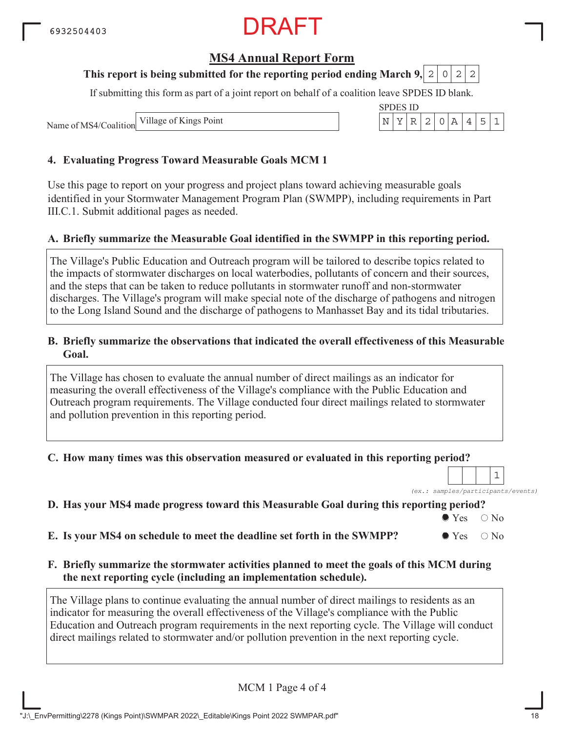6932504403

DRAFT

## MS4 Annual Report Form

**This report is being submitted for the reporting period ending March 9, 2022**

If submitting this form as part of a joint report on behalf of a coalition leave SPDES ID blank.

Name of MS4/Coalition: Village of Kings Point

SPDES ID: NYR20A451

### 4. Evaluating Progress Toward Measurable Goals MCM 1

Use this page to report on your progress and project plans toward achieving measurable goals identified in your Stormwater Management Program Plan (SWMPP), including requirements in Part III.C.1. Submit additional pages as needed.

**A. Briefly summarize the Measurable Goal identified in the SWMPP in this reporting period.**

The Village's Public Education and Outreach program will be tailored to describe topics related to the impacts of stormwater discharges on local waterbodies, pollutants of concern and their sources, and the steps that can be taken to reduce pollutants in stormwater runoff and non-stormwater discharges. The Village's program will make special note of the discharge of pathogens and nitrogen to the Long Island Sound and the discharge of pathogens to Manhasset Bay and its tidal tributaries.

**B. Briefly summarize the observations that indicated the overall effectiveness of this Measurable Goal.**

The Village has chosen to evaluate the annual number of direct mailings as an indicator for measuring the overall effectiveness of the Village's compliance with the Public Education and Outreach program requirements. The Village conducted four direct mailings related to stormwater and pollution prevention in this reporting period.

**C. How many times was this observation measured or evaluated in this reporting period?**

1

*(ex.: samples/participants/events)*

**D. Has your MS4 made progress toward this Measurable Goal during this reporting period?**

● Yes ○ No

**E. Is your MS4 on schedule to meet the deadline set forth in the SWMPP?**

● Yes ○ No

**F. Briefly summarize the stormwater activities planned to meet the goals of this MCM during the next reporting cycle (including an implementation schedule).**

The Village plans to continue evaluating the annual number of direct mailings to residents as an indicator for measuring the overall effectiveness of the Village's compliance with the Public Education and Outreach program requirements in the next reporting cycle. The Village will conduct direct mailings related to stormwater and/or pollution prevention in the next reporting cycle.

MCM 1 Page 4 of 4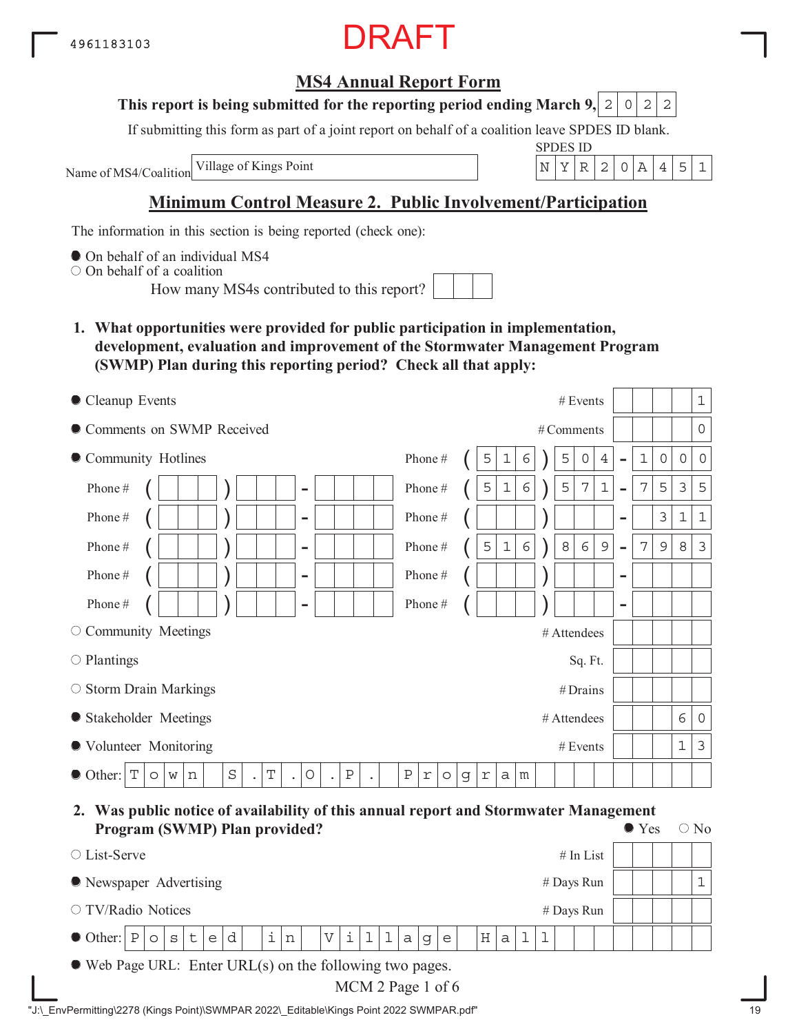4961183103

DRAFT

## MS4 Annual Report Form

**This report is being submitted for the reporting period ending March 9, 2022**

If submitting this form as part of a joint report on behalf of a coalition leave SPDES ID blank.

Name of MS4/Coalition: Village of Kings Point

SPDES ID: NYR20A451

## Minimum Control Measure 2. Public Involvement/Participation

The information in this section is being reported (check one):

- ● On behalf of an individual MS4
- ○ On behalf of a coalition
  - How many MS4s contributed to this report?

**1. What opportunities were provided for public participation in implementation, development, evaluation and improvement of the Stormwater Management Program (SWMP) Plan during this reporting period? Check all that apply:**

| Option | Measure | Value |
|---|---|---|
| ● Cleanup Events | # Events | 1 |
| ● Comments on SWMP Received | # Comments | 0 |
| ● Community Hotlines | Phone # | (516) 504-1000 |
| | Phone # | (516) 571-7535 |
| | Phone # | 311 |
| | Phone # | (516) 869-7983 |
| ○ Community Meetings | # Attendees | |
| ○ Plantings | Sq. Ft. | |
| ○ Storm Drain Markings | # Drains | |
| ● Stakeholder Meetings | # Attendees | 60 |
| ● Volunteer Monitoring | # Events | 13 |
| ● Other: Town S.T.O.P. Program | | |

**2. Was public notice of availability of this annual report and Stormwater Management Program (SWMP) Plan provided?** ● Yes ○ No

| Option | Measure | Value |
|---|---|---|
| ○ List-Serve | # In List | |
| ● Newspaper Advertising | # Days Run | 1 |
| ○ TV/Radio Notices | # Days Run | |
| ● Other: Posted in Village Hall | | |

● Web Page URL: Enter URL(s) on the following two pages.

MCM 2 Page 1 of 6

"J:\_EnvPermitting\2278 (Kings Point)\SWMPAR 2022\_Editable\Kings Point 2022 SWMPAR.pdf"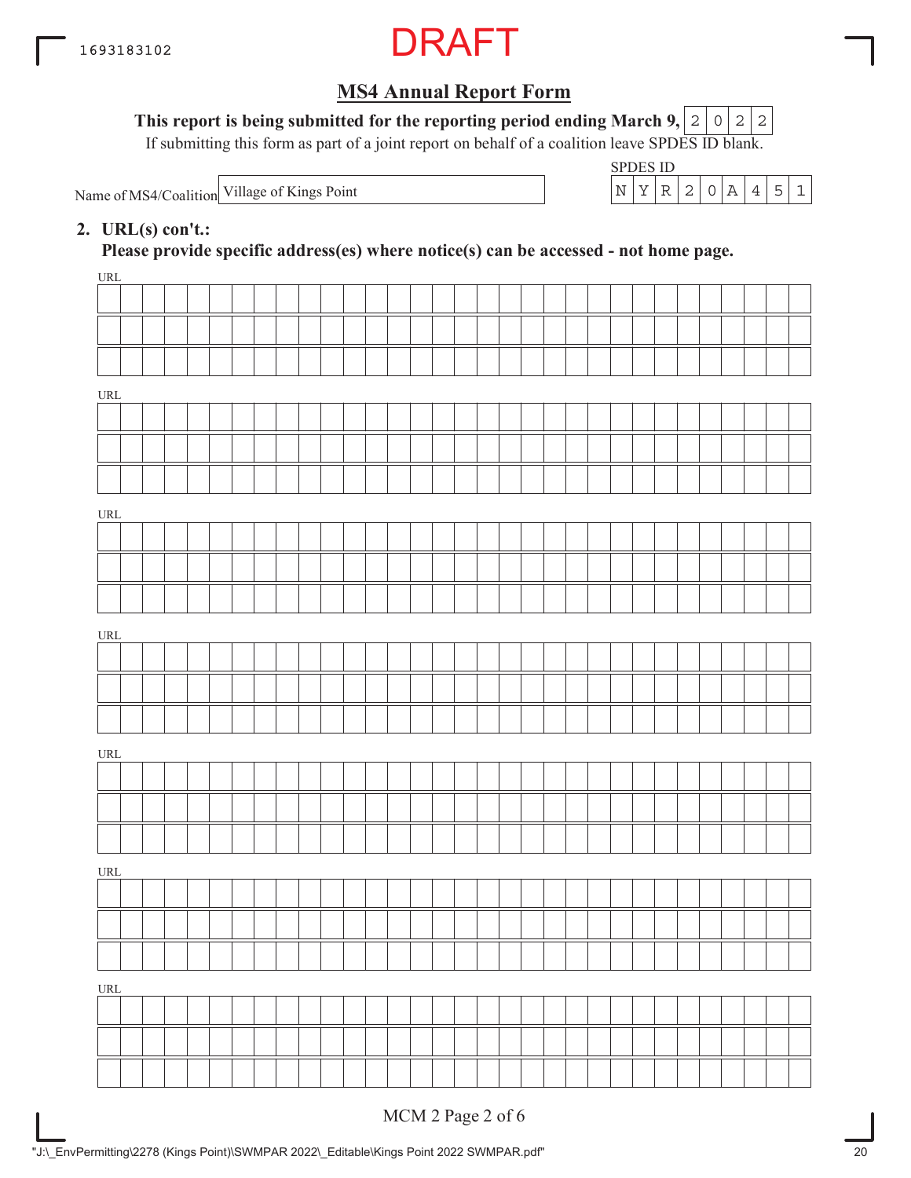DRAFT

## MS4 Annual Report Form

**This report is being submitted for the reporting period ending March 9,** 2022

If submitting this form as part of a joint report on behalf of a coalition leave SPDES ID blank.

Name of MS4/Coalition: Village of Kings Point

SPDES ID: NYR20A451

**2. URL(s) con't.:**

**Please provide specific address(es) where notice(s) can be accessed - not home page.**

URL

URL

URL

URL

URL

URL

URL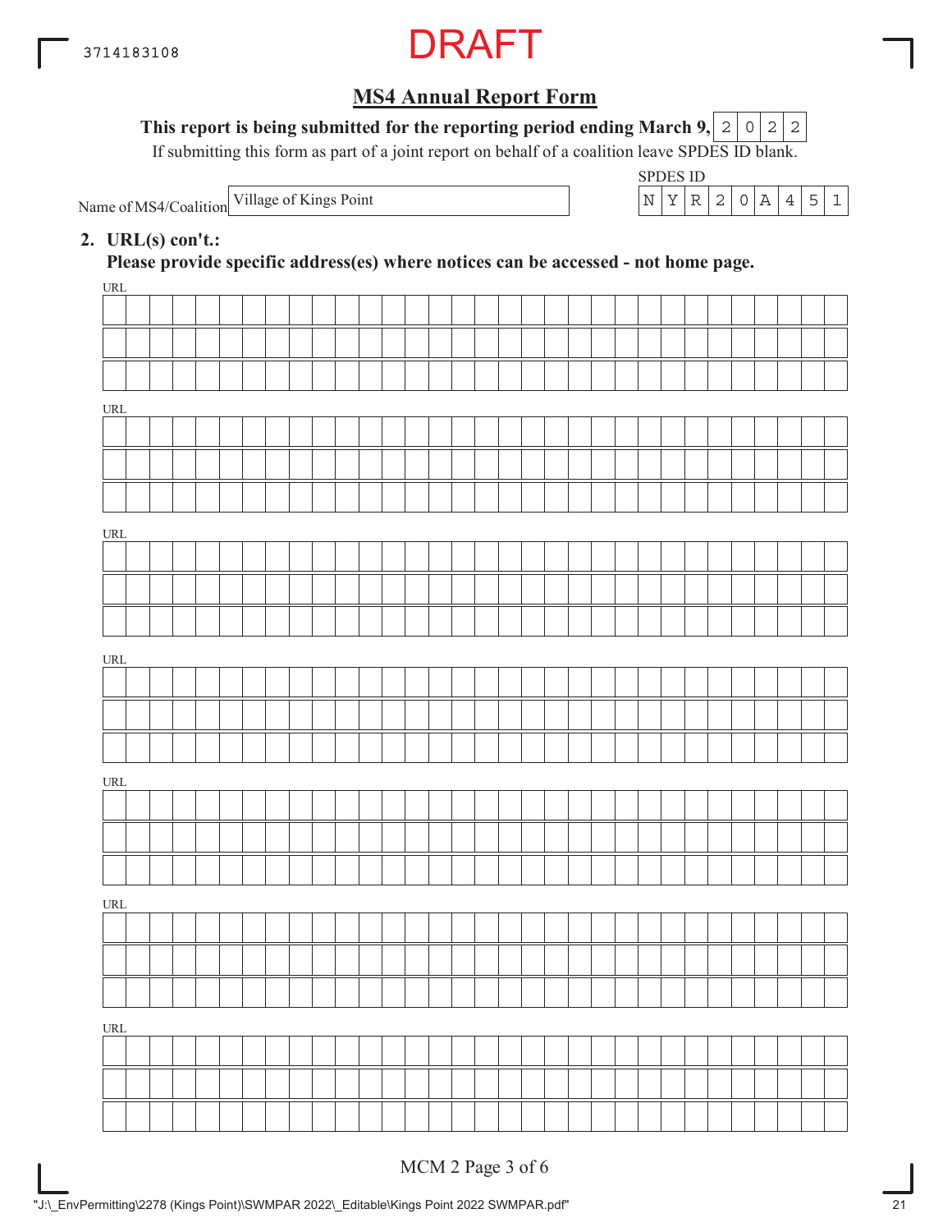3714183108

DRAFT

## MS4 Annual Report Form

**This report is being submitted for the reporting period ending March 9,** 2022

If submitting this form as part of a joint report on behalf of a coalition leave SPDES ID blank.

Name of MS4/Coalition: Village of Kings Point

SPDES ID: NYR20A451

**2. URL(s) con't.:**

**Please provide specific address(es) where notices can be accessed - not home page.**

URL

URL

URL

URL

URL

URL

URL

MCM 2 Page 3 of 6

"J:\_EnvPermitting\2278 (Kings Point)\SWMPAR 2022\_Editable\Kings Point 2022 SWMPAR.pdf"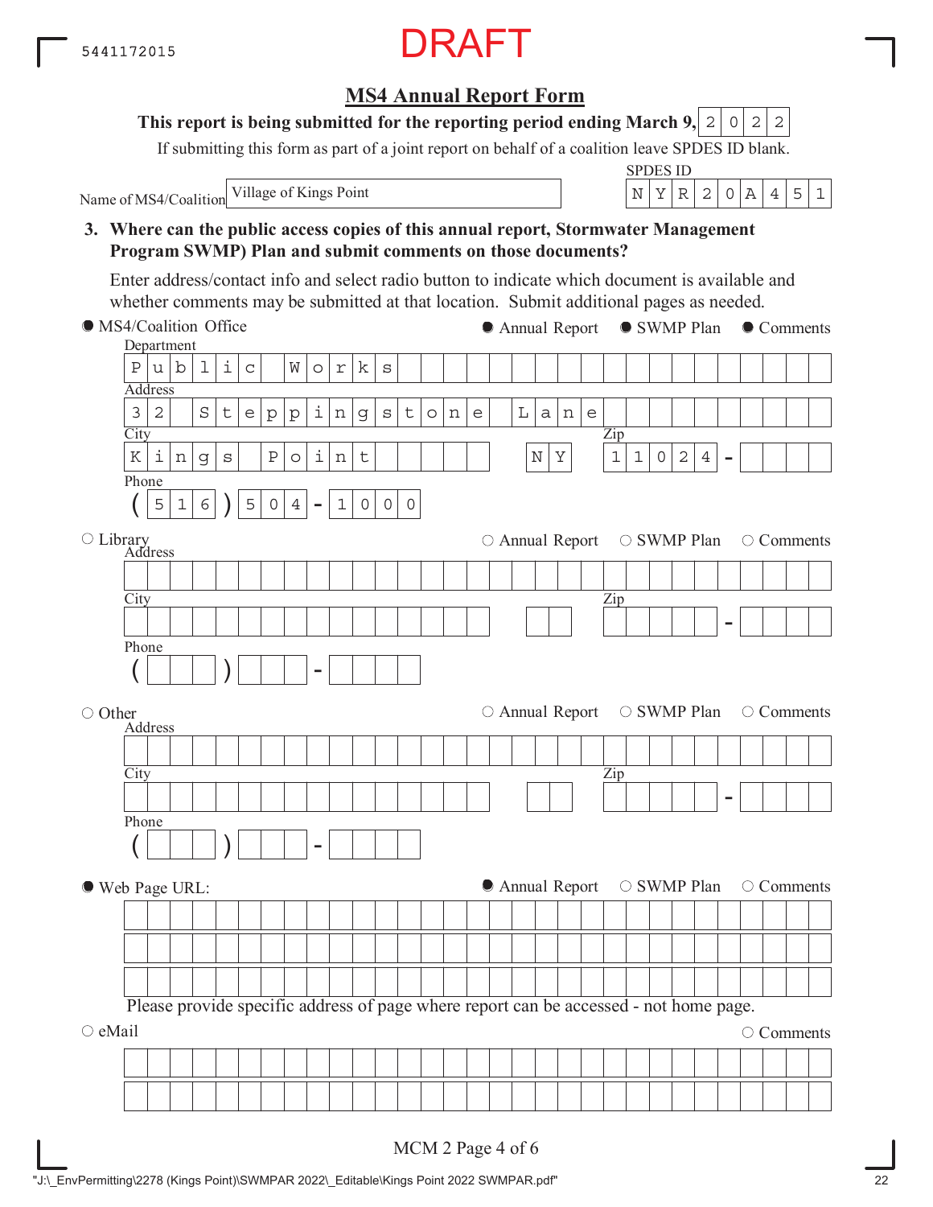DRAFT

5441172015

# MS4 Annual Report Form

**This report is being submitted for the reporting period ending March 9, 2022**

If submitting this form as part of a joint report on behalf of a coalition leave SPDES ID blank.

Name of MS4/Coalition: Village of Kings Point

SPDES ID: NYR20A451

**3. Where can the public access copies of this annual report, Stormwater Management Program SWMP) Plan and submit comments on those documents?**

Enter address/contact info and select radio button to indicate which document is available and whether comments may be submitted at that location. Submit additional pages as needed.

● MS4/Coalition Office — ● Annual Report ● SWMP Plan ● Comments

Department: Public Works

Address: 32 Steppingstone Lane

City: Kings Point NY Zip: 11024 -

Phone: (516) 504-1000

○ Library — ○ Annual Report ○ SWMP Plan ○ Comments

Address:

City: Zip: -

Phone: ( ) -

○ Other — ○ Annual Report ○ SWMP Plan ○ Comments

Address:

City: Zip: -

Phone: ( ) -

● Web Page URL: — ● Annual Report ○ SWMP Plan ○ Comments

Please provide specific address of page where report can be accessed - not home page.

○ eMail — ○ Comments

MCM 2 Page 4 of 6

"J:\_EnvPermitting\2278 (Kings Point)\SWMPAR 2022\_Editable\Kings Point 2022 SWMPAR.pdf"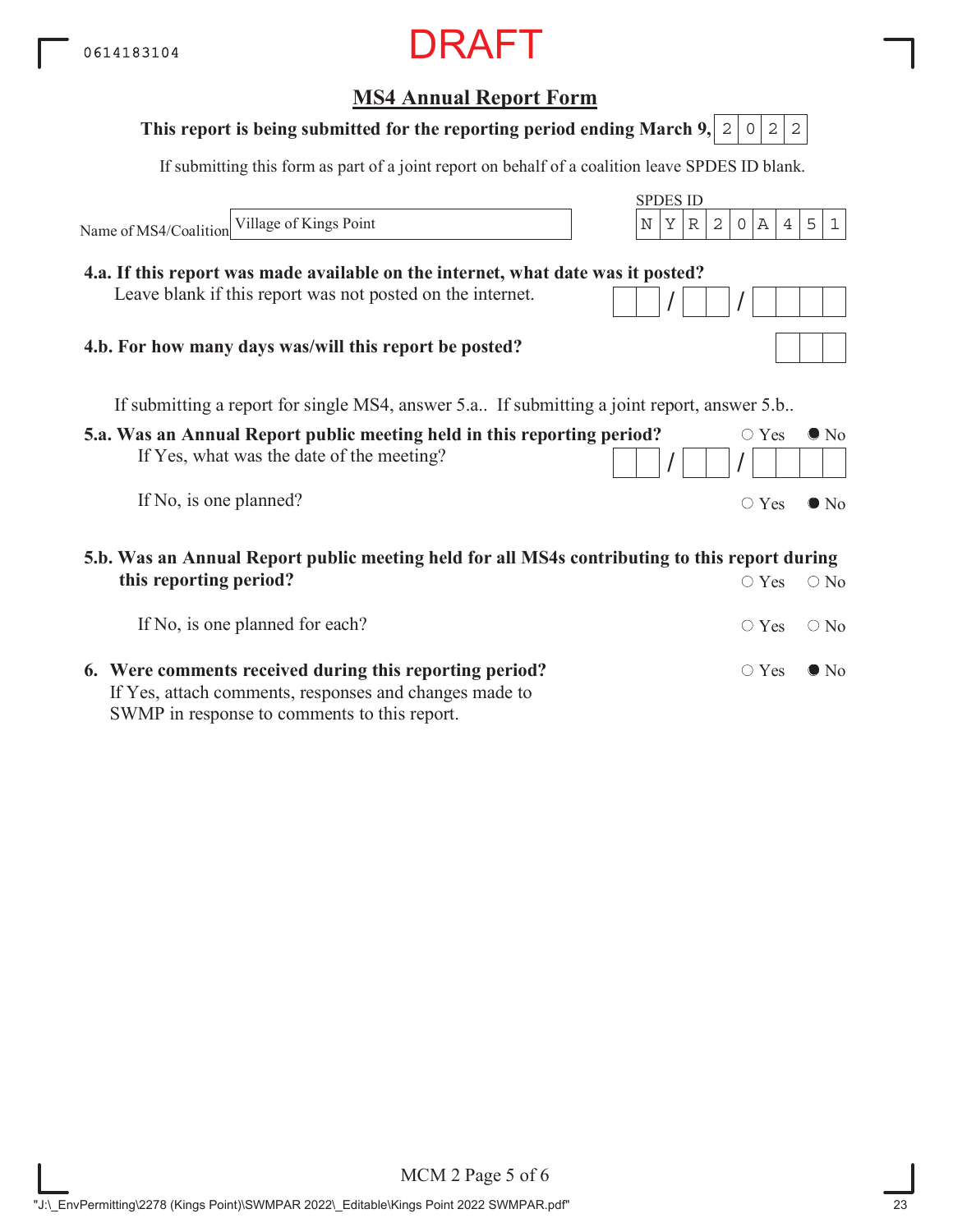DRAFT

0614183104

## MS4 Annual Report Form

**This report is being submitted for the reporting period ending March 9, 2022**

If submitting this form as part of a joint report on behalf of a coalition leave SPDES ID blank.

Name of MS4/Coalition: Village of Kings Point

SPDES ID: NYR20A451

**4.a. If this report was made available on the internet, what date was it posted?**
Leave blank if this report was not posted on the internet.

__ __ / __ __ / __ __ __ __

**4.b. For how many days was/will this report be posted?**

__ __ __

If submitting a report for single MS4, answer 5.a.. If submitting a joint report, answer 5.b..

**5.a. Was an Annual Report public meeting held in this reporting period?** ○ Yes ● No

If Yes, what was the date of the meeting? __ __ / __ __ / __ __ __ __

If No, is one planned? ○ Yes ● No

**5.b. Was an Annual Report public meeting held for all MS4s contributing to this report during this reporting period?** ○ Yes ○ No

If No, is one planned for each? ○ Yes ○ No

**6. Were comments received during this reporting period?** ○ Yes ● No

If Yes, attach comments, responses and changes made to SWMP in response to comments to this report.

MCM 2 Page 5 of 6

"J:\_EnvPermitting\2278 (Kings Point)\SWMPAR 2022\_Editable\Kings Point 2022 SWMPAR.pdf"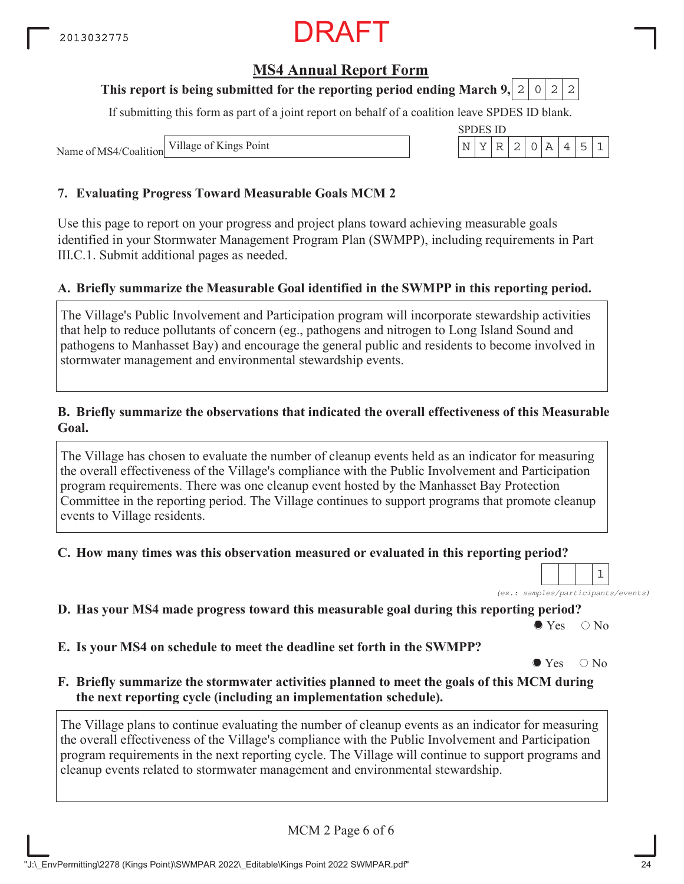DRAFT

## MS4 Annual Report Form

**This report is being submitted for the reporting period ending March 9, 2022**

If submitting this form as part of a joint report on behalf of a coalition leave SPDES ID blank.

Name of MS4/Coalition: Village of Kings Point

SPDES ID: NYR20A451

### 7. Evaluating Progress Toward Measurable Goals MCM 2

Use this page to report on your progress and project plans toward achieving measurable goals identified in your Stormwater Management Program Plan (SWMPP), including requirements in Part III.C.1. Submit additional pages as needed.

**A. Briefly summarize the Measurable Goal identified in the SWMPP in this reporting period.**

The Village's Public Involvement and Participation program will incorporate stewardship activities that help to reduce pollutants of concern (eg., pathogens and nitrogen to Long Island Sound and pathogens to Manhasset Bay) and encourage the general public and residents to become involved in stormwater management and environmental stewardship events.

**B. Briefly summarize the observations that indicated the overall effectiveness of this Measurable Goal.**

The Village has chosen to evaluate the number of cleanup events held as an indicator for measuring the overall effectiveness of the Village's compliance with the Public Involvement and Participation program requirements. There was one cleanup event hosted by the Manhasset Bay Protection Committee in the reporting period. The Village continues to support programs that promote cleanup events to Village residents.

**C. How many times was this observation measured or evaluated in this reporting period?**

1

*(ex.: samples/participants/events)*

**D. Has your MS4 made progress toward this measurable goal during this reporting period?**

● Yes ○ No

**E. Is your MS4 on schedule to meet the deadline set forth in the SWMPP?**

● Yes ○ No

**F. Briefly summarize the stormwater activities planned to meet the goals of this MCM during the next reporting cycle (including an implementation schedule).**

The Village plans to continue evaluating the number of cleanup events as an indicator for measuring the overall effectiveness of the Village's compliance with the Public Involvement and Participation program requirements in the next reporting cycle. The Village will continue to support programs and cleanup events related to stormwater management and environmental stewardship.

MCM 2 Page 6 of 6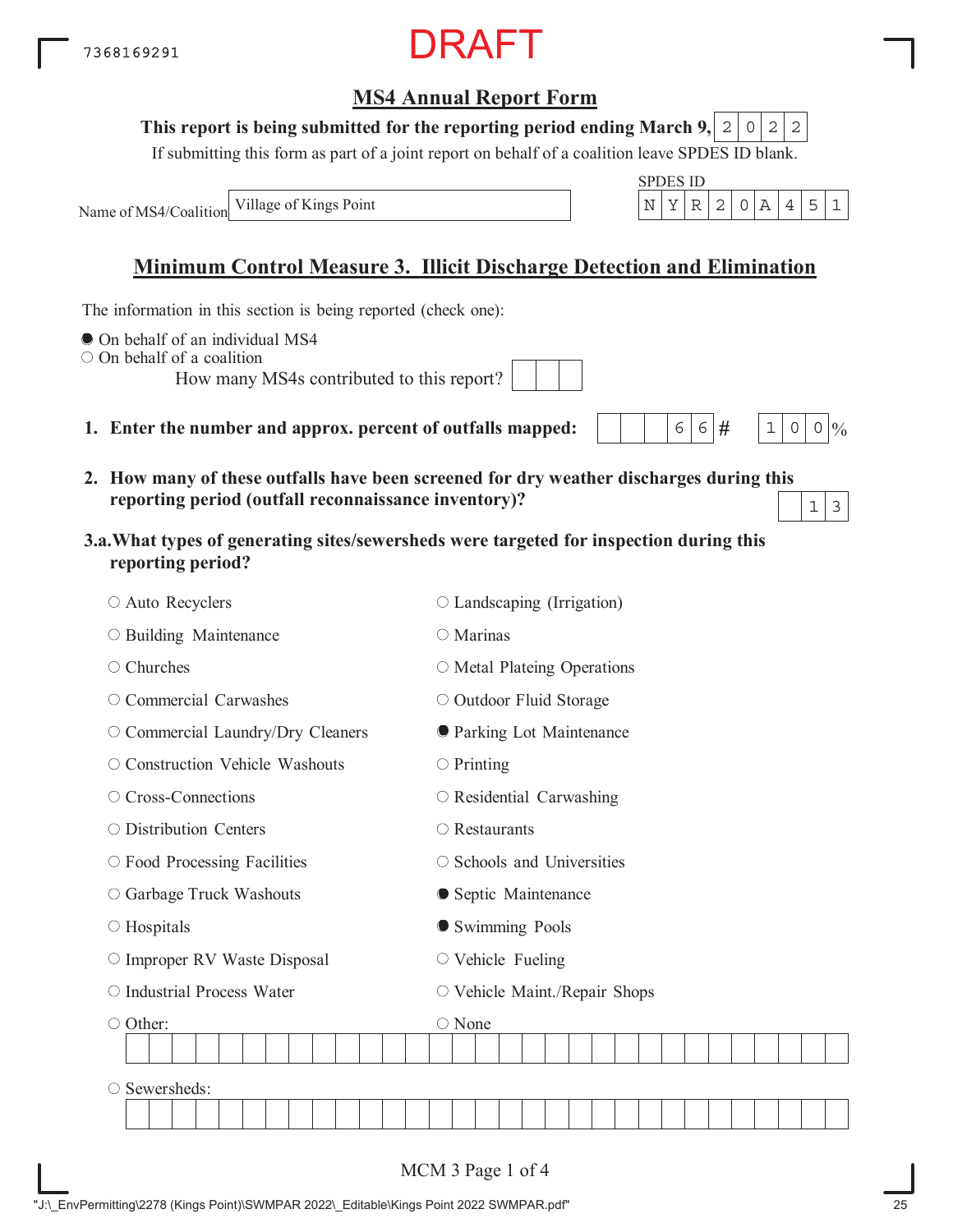7368169291

DRAFT

# MS4 Annual Report Form

**This report is being submitted for the reporting period ending March 9, 2022**

If submitting this form as part of a joint report on behalf of a coalition leave SPDES ID blank.

Name of MS4/Coalition: Village of Kings Point

SPDES ID: NYR20A451

## Minimum Control Measure 3. Illicit Discharge Detection and Elimination

The information in this section is being reported (check one):

- ● On behalf of an individual MS4
- ○ On behalf of a coalition
  - How many MS4s contributed to this report?

**1. Enter the number and approx. percent of outfalls mapped:** 66 # 100 %

**2. How many of these outfalls have been screened for dry weather discharges during this reporting period (outfall reconnaissance inventory)?** 13

**3.a. What types of generating sites/sewersheds were targeted for inspection during this reporting period?**

- ○ Auto Recyclers
- ○ Building Maintenance
- ○ Churches
- ○ Commercial Carwashes
- ○ Commercial Laundry/Dry Cleaners
- ○ Construction Vehicle Washouts
- ○ Cross-Connections
- ○ Distribution Centers
- ○ Food Processing Facilities
- ○ Garbage Truck Washouts
- ○ Hospitals
- ○ Improper RV Waste Disposal
- ○ Industrial Process Water
- ○ Other:
- ○ Landscaping (Irrigation)
- ○ Marinas
- ○ Metal Plateing Operations
- ○ Outdoor Fluid Storage
- ● Parking Lot Maintenance
- ○ Printing
- ○ Residential Carwashing
- ○ Restaurants
- ○ Schools and Universities
- ● Septic Maintenance
- ● Swimming Pools
- ○ Vehicle Fueling
- ○ Vehicle Maint./Repair Shops
- ○ None
- ○ Sewersheds:

MCM 3 Page 1 of 4

"J:\_EnvPermitting\2278 (Kings Point)\SWMPAR 2022\_Editable\Kings Point 2022 SWMPAR.pdf"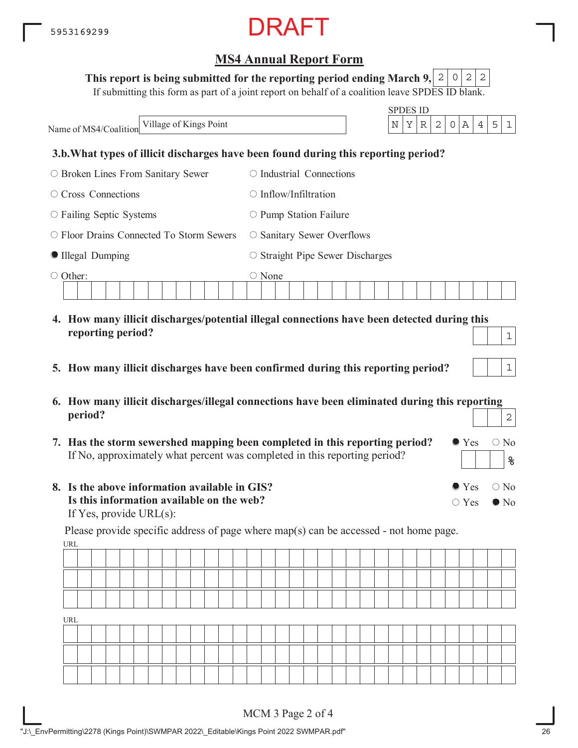5953169299

DRAFT

## MS4 Annual Report Form

**This report is being submitted for the reporting period ending March 9,** 2022

If submitting this form as part of a joint report on behalf of a coalition leave SPDES ID blank.

Name of MS4/Coalition: Village of Kings Point

SPDES ID: NYR20A451

**3.b.What types of illicit discharges have been found during this reporting period?**

- ○ Broken Lines From Sanitary Sewer
- ○ Industrial Connections
- ○ Cross Connections
- ○ Inflow/Infiltration
- ○ Failing Septic Systems
- ○ Pump Station Failure
- ○ Floor Drains Connected To Storm Sewers
- ○ Sanitary Sewer Overflows
- ● Illegal Dumping
- ○ Straight Pipe Sewer Discharges
- ○ Other:
- ○ None

**4. How many illicit discharges/potential illegal connections have been detected during this reporting period?** 1

**5. How many illicit discharges have been confirmed during this reporting period?** 1

**6. How many illicit discharges/illegal connections have been eliminated during this reporting period?** 2

**7. Has the storm sewershed mapping been completed in this reporting period?** ● Yes ○ No

If No, approximately what percent was completed in this reporting period? ___ %

**8. Is the above information available in GIS?** ● Yes ○ No

**Is this information available on the web?** ○ Yes ● No

If Yes, provide URL(s):

Please provide specific address of page where map(s) can be accessed - not home page.

URL

URL

"J:\_EnvPermitting\2278 (Kings Point)\SWMPAR 2022\_Editable\Kings Point 2022 SWMPAR.pdf"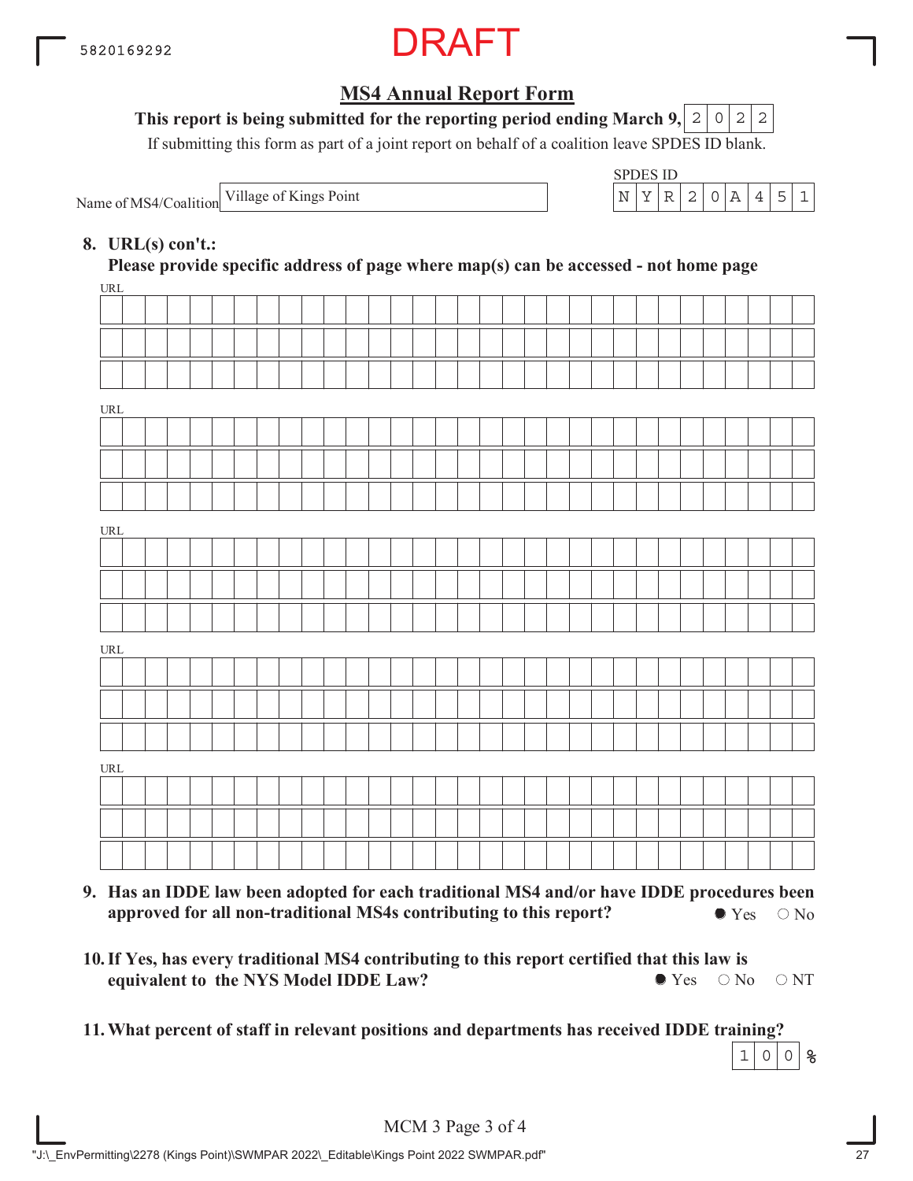DRAFT

## MS4 Annual Report Form

**This report is being submitted for the reporting period ending March 9, 2022**

If submitting this form as part of a joint report on behalf of a coalition leave SPDES ID blank.

Name of MS4/Coalition: Village of Kings Point

SPDES ID: NYR20A451

**8. URL(s) con't.:**
**Please provide specific address of page where map(s) can be accessed - not home page**

URL

URL

URL

URL

URL

**9. Has an IDDE law been adopted for each traditional MS4 and/or have IDDE procedures been approved for all non-traditional MS4s contributing to this report?**
● Yes ○ No

**10. If Yes, has every traditional MS4 contributing to this report certified that this law is equivalent to the NYS Model IDDE Law?**
● Yes ○ No ○ NT

**11. What percent of staff in relevant positions and departments has received IDDE training?**
100 %

MCM 3 Page 3 of 4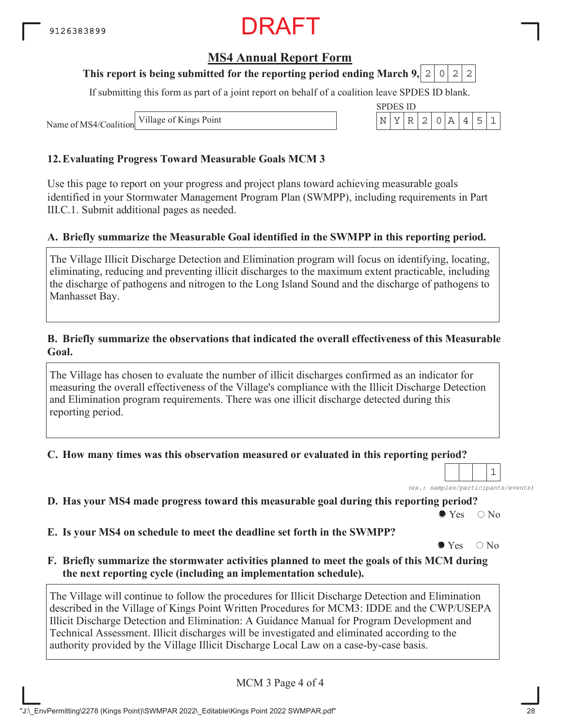9126383899

DRAFT

## MS4 Annual Report Form

**This report is being submitted for the reporting period ending March 9,** 2022

If submitting this form as part of a joint report on behalf of a coalition leave SPDES ID blank.

Name of MS4/Coalition: Village of Kings Point

SPDES ID: NYR20A451

### 12. Evaluating Progress Toward Measurable Goals MCM 3

Use this page to report on your progress and project plans toward achieving measurable goals identified in your Stormwater Management Program Plan (SWMPP), including requirements in Part III.C.1. Submit additional pages as needed.

**A. Briefly summarize the Measurable Goal identified in the SWMPP in this reporting period.**

The Village Illicit Discharge Detection and Elimination program will focus on identifying, locating, eliminating, reducing and preventing illicit discharges to the maximum extent practicable, including the discharge of pathogens and nitrogen to the Long Island Sound and the discharge of pathogens to Manhasset Bay.

**B. Briefly summarize the observations that indicated the overall effectiveness of this Measurable Goal.**

The Village has chosen to evaluate the number of illicit discharges confirmed as an indicator for measuring the overall effectiveness of the Village's compliance with the Illicit Discharge Detection and Elimination program requirements. There was one illicit discharge detected during this reporting period.

**C. How many times was this observation measured or evaluated in this reporting period?**

1

*(ex.: samples/participants/events)*

**D. Has your MS4 made progress toward this measurable goal during this reporting period?**

● Yes ○ No

**E. Is your MS4 on schedule to meet the deadline set forth in the SWMPP?**

● Yes ○ No

**F. Briefly summarize the stormwater activities planned to meet the goals of this MCM during the next reporting cycle (including an implementation schedule).**

The Village will continue to follow the procedures for Illicit Discharge Detection and Elimination described in the Village of Kings Point Written Procedures for MCM3: IDDE and the CWP/USEPA Illicit Discharge Detection and Elimination: A Guidance Manual for Program Development and Technical Assessment. Illicit discharges will be investigated and eliminated according to the authority provided by the Village Illicit Discharge Local Law on a case-by-case basis.

MCM 3 Page 4 of 4

"J:\_EnvPermitting\2278 (Kings Point)\SWMPAR 2022\_Editable\Kings Point 2022 SWMPAR.pdf"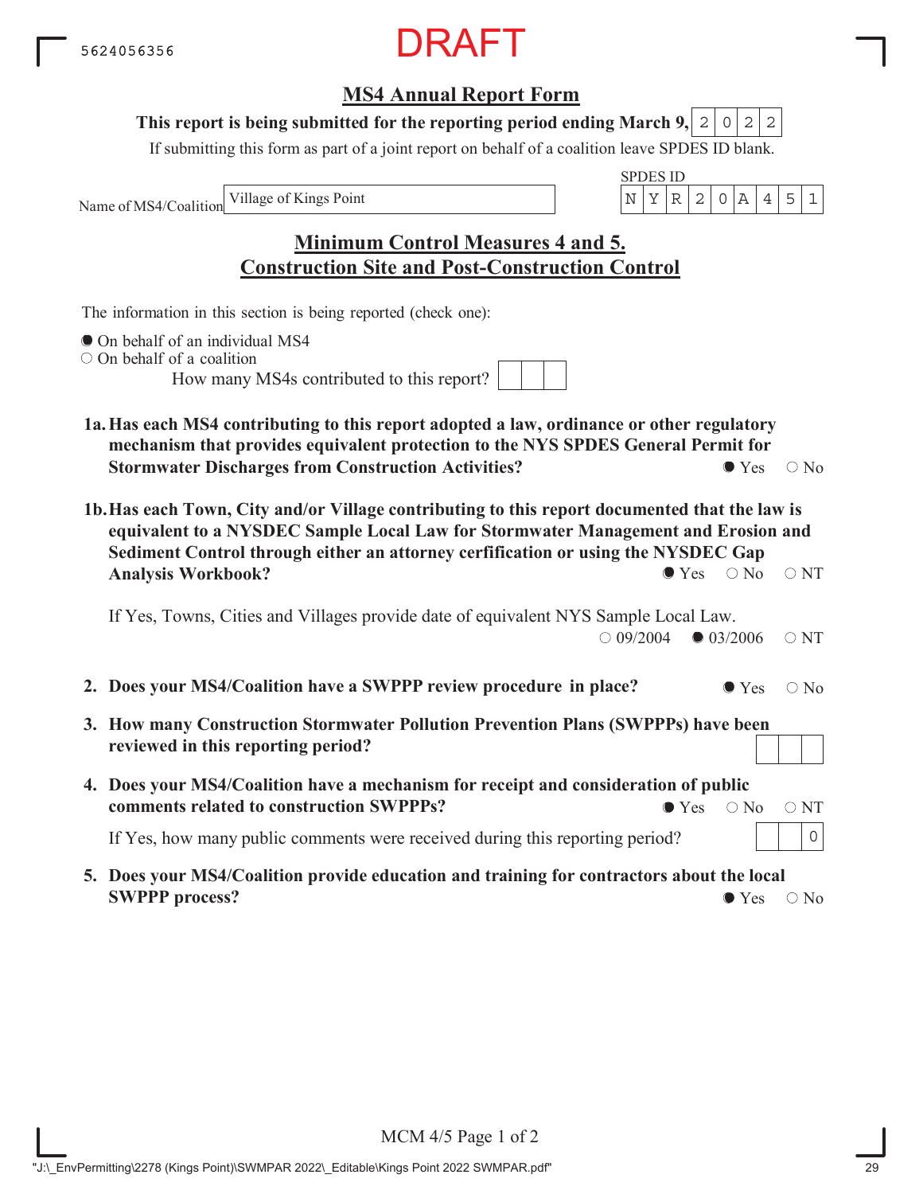5624056356

# DRAFT

## MS4 Annual Report Form

**This report is being submitted for the reporting period ending March 9, 2022**

If submitting this form as part of a joint report on behalf of a coalition leave SPDES ID blank.

Name of MS4/Coalition: Village of Kings Point

SPDES ID: NYR20A451

## Minimum Control Measures 4 and 5. Construction Site and Post-Construction Control

The information in this section is being reported (check one):

- ● On behalf of an individual MS4
- ○ On behalf of a coalition

  How many MS4s contributed to this report?

**1a. Has each MS4 contributing to this report adopted a law, ordinance or other regulatory mechanism that provides equivalent protection to the NYS SPDES General Permit for Stormwater Discharges from Construction Activities?** ● Yes ○ No

**1b. Has each Town, City and/or Village contributing to this report documented that the law is equivalent to a NYSDEC Sample Local Law for Stormwater Management and Erosion and Sediment Control through either an attorney cerfification or using the NYSDEC Gap Analysis Workbook?** ● Yes ○ No ○ NT

If Yes, Towns, Cities and Villages provide date of equivalent NYS Sample Local Law. ○ 09/2004 ● 03/2006 ○ NT

**2. Does your MS4/Coalition have a SWPPP review procedure in place?** ● Yes ○ No

**3. How many Construction Stormwater Pollution Prevention Plans (SWPPPs) have been reviewed in this reporting period?**

**4. Does your MS4/Coalition have a mechanism for receipt and consideration of public comments related to construction SWPPPs?** ● Yes ○ No ○ NT

If Yes, how many public comments were received during this reporting period? 0

**5. Does your MS4/Coalition provide education and training for contractors about the local SWPPP process?** ● Yes ○ No

MCM 4/5 Page 1 of 2

"J:\_EnvPermitting\2278 (Kings Point)\SWMPAR 2022\_Editable\Kings Point 2022 SWMPAR.pdf"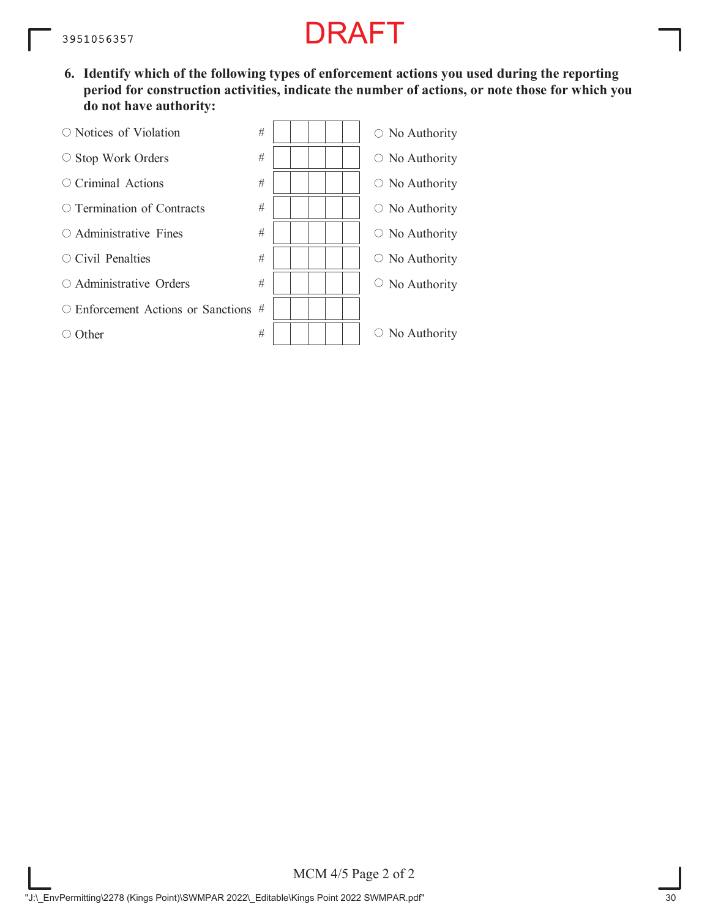DRAFT

**6. Identify which of the following types of enforcement actions you used during the reporting period for construction activities, indicate the number of actions, or note those for which you do not have authority:**

| Enforcement Action | # | |
|---|---|---|
| ○ Notices of Violation | # | ○ No Authority |
| ○ Stop Work Orders | # | ○ No Authority |
| ○ Criminal Actions | # | ○ No Authority |
| ○ Termination of Contracts | # | ○ No Authority |
| ○ Administrative Fines | # | ○ No Authority |
| ○ Civil Penalties | # | ○ No Authority |
| ○ Administrative Orders | # | ○ No Authority |
| ○ Enforcement Actions or Sanctions | # | |
| ○ Other | # | ○ No Authority |

MCM 4/5 Page 2 of 2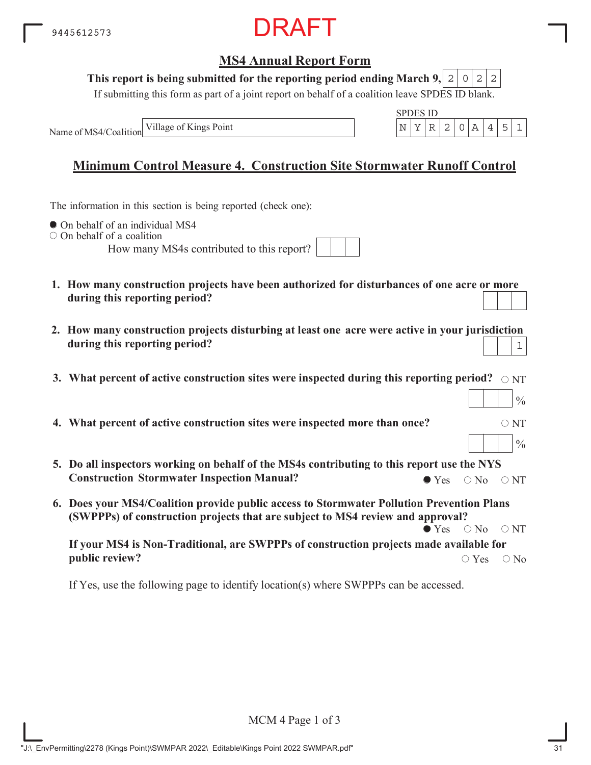9445612573

DRAFT

## MS4 Annual Report Form

**This report is being submitted for the reporting period ending March 9,** 2022

If submitting this form as part of a joint report on behalf of a coalition leave SPDES ID blank.

Name of MS4/Coalition: Village of Kings Point

SPDES ID: NYR20A451

## Minimum Control Measure 4. Construction Site Stormwater Runoff Control

The information in this section is being reported (check one):

- ● On behalf of an individual MS4
- ○ On behalf of a coalition

How many MS4s contributed to this report? ____

1. **How many construction projects have been authorized for disturbances of one acre or more during this reporting period?** ____

2. **How many construction projects disturbing at least one acre were active in your jurisdiction during this reporting period?** 1

3. **What percent of active construction sites were inspected during this reporting period?** ○ NT ____ %

4. **What percent of active construction sites were inspected more than once?** ○ NT ____ %

5. **Do all inspectors working on behalf of the MS4s contributing to this report use the NYS Construction Stormwater Inspection Manual?** ● Yes ○ No ○ NT

6. **Does your MS4/Coalition provide public access to Stormwater Pollution Prevention Plans (SWPPPs) of construction projects that are subject to MS4 review and approval?** ● Yes ○ No ○ NT

   **If your MS4 is Non-Traditional, are SWPPPs of construction projects made available for public review?** ○ Yes ○ No

   If Yes, use the following page to identify location(s) where SWPPPs can be accessed.

MCM 4 Page 1 of 3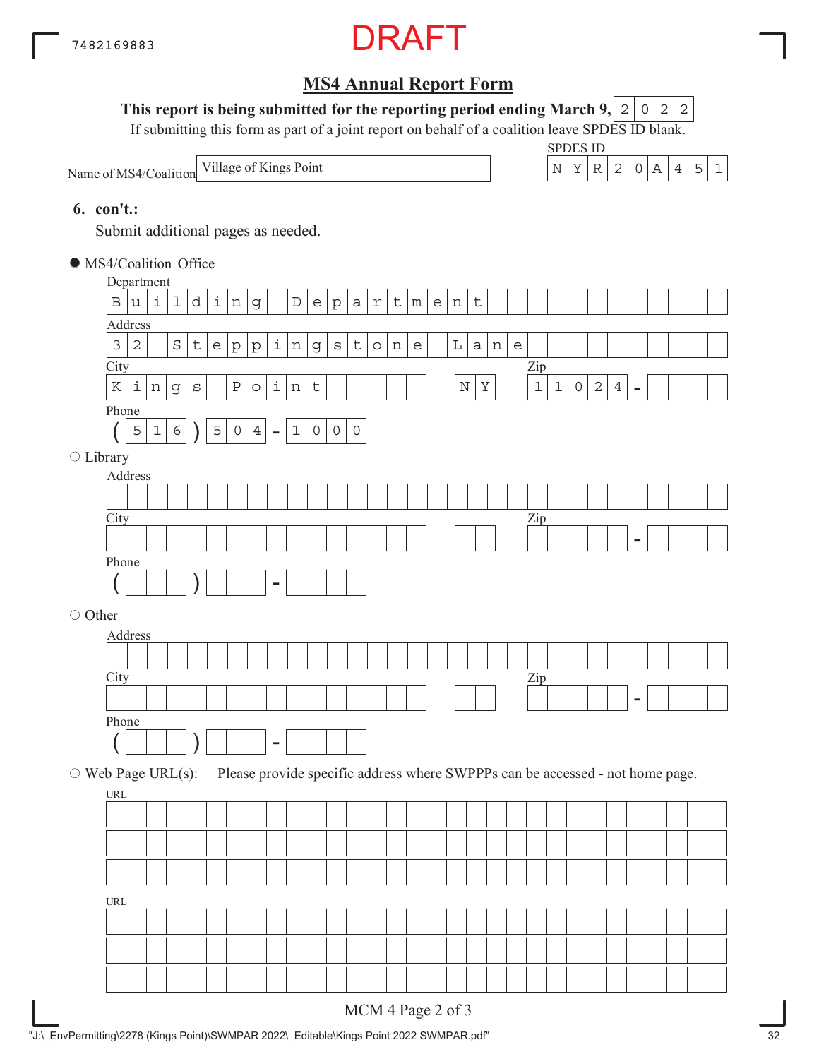7482169883

DRAFT

## MS4 Annual Report Form

**This report is being submitted for the reporting period ending March 9,** 2022

If submitting this form as part of a joint report on behalf of a coalition leave SPDES ID blank.

Name of MS4/Coalition: Village of Kings Point

SPDES ID: NYR20A451

**6. con't.:**

Submit additional pages as needed.

● MS4/Coalition Office

Department: Building Department

Address: 32 Steppingstone Lane

City: Kings Point NY Zip: 11024 -

Phone: (516) 504 - 1000

○ Library

Address:

City: Zip: -

Phone: ( ) -

○ Other

Address:

City: Zip: -

Phone: ( ) -

○ Web Page URL(s): Please provide specific address where SWPPPs can be accessed - not home page.

URL:

URL:

"J:\_EnvPermitting\2278 (Kings Point)\SWMPAR 2022\_Editable\Kings Point 2022 SWMPAR.pdf"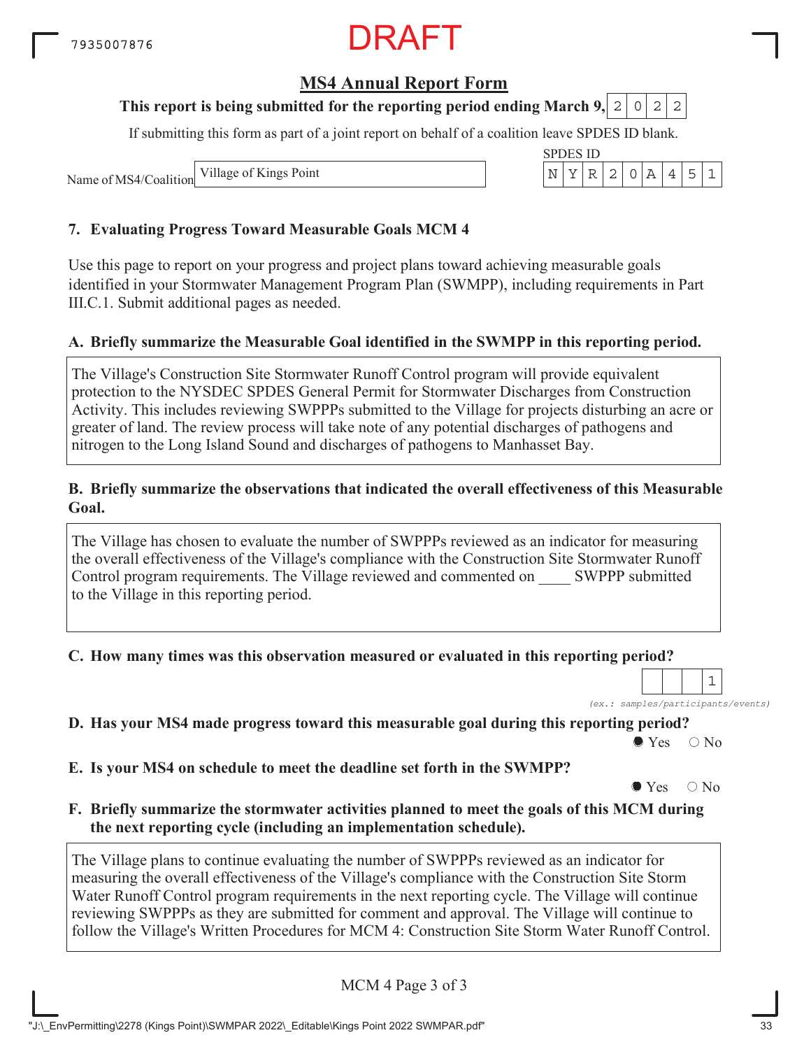DRAFT

## MS4 Annual Report Form

**This report is being submitted for the reporting period ending March 9, 2022**

If submitting this form as part of a joint report on behalf of a coalition leave SPDES ID blank.

Name of MS4/Coalition: Village of Kings Point

SPDES ID: NYR20A451

### 7. Evaluating Progress Toward Measurable Goals MCM 4

Use this page to report on your progress and project plans toward achieving measurable goals identified in your Stormwater Management Program Plan (SWMPP), including requirements in Part III.C.1. Submit additional pages as needed.

**A. Briefly summarize the Measurable Goal identified in the SWMPP in this reporting period.**

The Village's Construction Site Stormwater Runoff Control program will provide equivalent protection to the NYSDEC SPDES General Permit for Stormwater Discharges from Construction Activity. This includes reviewing SWPPPs submitted to the Village for projects disturbing an acre or greater of land. The review process will take note of any potential discharges of pathogens and nitrogen to the Long Island Sound and discharges of pathogens to Manhasset Bay.

**B. Briefly summarize the observations that indicated the overall effectiveness of this Measurable Goal.**

The Village has chosen to evaluate the number of SWPPPs reviewed as an indicator for measuring the overall effectiveness of the Village's compliance with the Construction Site Stormwater Runoff Control program requirements. The Village reviewed and commented on ____ SWPPP submitted to the Village in this reporting period.

**C. How many times was this observation measured or evaluated in this reporting period?**

1

*(ex.: samples/participants/events)*

**D. Has your MS4 made progress toward this measurable goal during this reporting period?**

● Yes ○ No

**E. Is your MS4 on schedule to meet the deadline set forth in the SWMPP?**

● Yes ○ No

**F. Briefly summarize the stormwater activities planned to meet the goals of this MCM during the next reporting cycle (including an implementation schedule).**

The Village plans to continue evaluating the number of SWPPPs reviewed as an indicator for measuring the overall effectiveness of the Village's compliance with the Construction Site Storm Water Runoff Control program requirements in the next reporting cycle. The Village will continue reviewing SWPPPs as they are submitted for comment and approval. The Village will continue to follow the Village's Written Procedures for MCM 4: Construction Site Storm Water Runoff Control.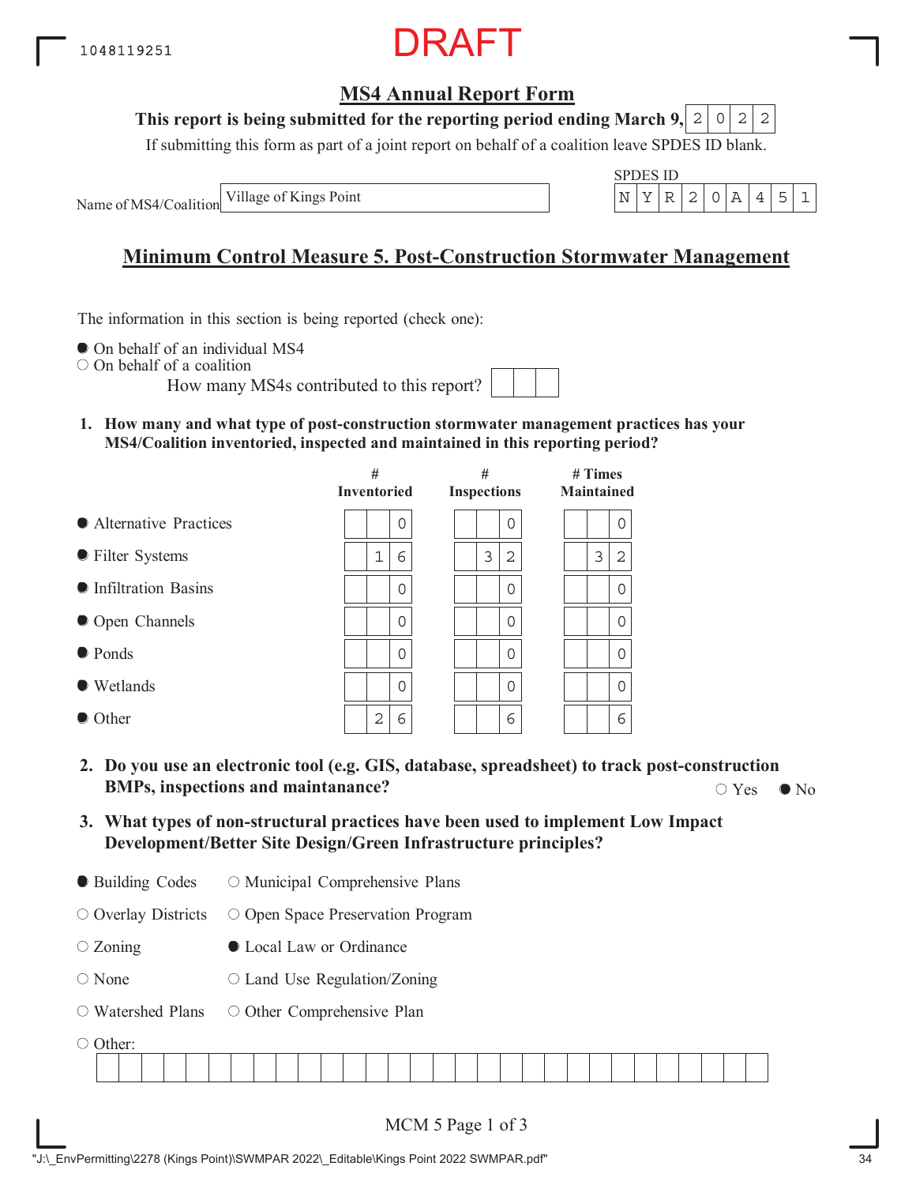1048119251

DRAFT

## MS4 Annual Report Form

**This report is being submitted for the reporting period ending March 9, 2022**

If submitting this form as part of a joint report on behalf of a coalition leave SPDES ID blank.

Name of MS4/Coalition: Village of Kings Point

SPDES ID: NYR20A451

## Minimum Control Measure 5. Post-Construction Stormwater Management

The information in this section is being reported (check one):

- ● On behalf of an individual MS4
- ○ On behalf of a coalition

How many MS4s contributed to this report?

**1. How many and what type of post-construction stormwater management practices has your MS4/Coalition inventoried, inspected and maintained in this reporting period?**

| | # Inventoried | # Inspections | # Times Maintained |
|---|---|---|---|
| ● Alternative Practices | 0 | 0 | 0 |
| ● Filter Systems | 16 | 32 | 32 |
| ● Infiltration Basins | 0 | 0 | 0 |
| ● Open Channels | 0 | 0 | 0 |
| ● Ponds | 0 | 0 | 0 |
| ● Wetlands | 0 | 0 | 0 |
| ● Other | 26 | 6 | 6 |

**2. Do you use an electronic tool (e.g. GIS, database, spreadsheet) to track post-construction BMPs, inspections and maintanance?** ○ Yes ● No

**3. What types of non-structural practices have been used to implement Low Impact Development/Better Site Design/Green Infrastructure principles?**

- ● Building Codes
- ○ Municipal Comprehensive Plans
- ○ Overlay Districts
- ○ Open Space Preservation Program
- ○ Zoning
- ● Local Law or Ordinance
- ○ None
- ○ Land Use Regulation/Zoning
- ○ Watershed Plans
- ○ Other Comprehensive Plan
- ○ Other:

"J:\_EnvPermitting\2278 (Kings Point)\SWMPAR 2022\_Editable\Kings Point 2022 SWMPAR.pdf"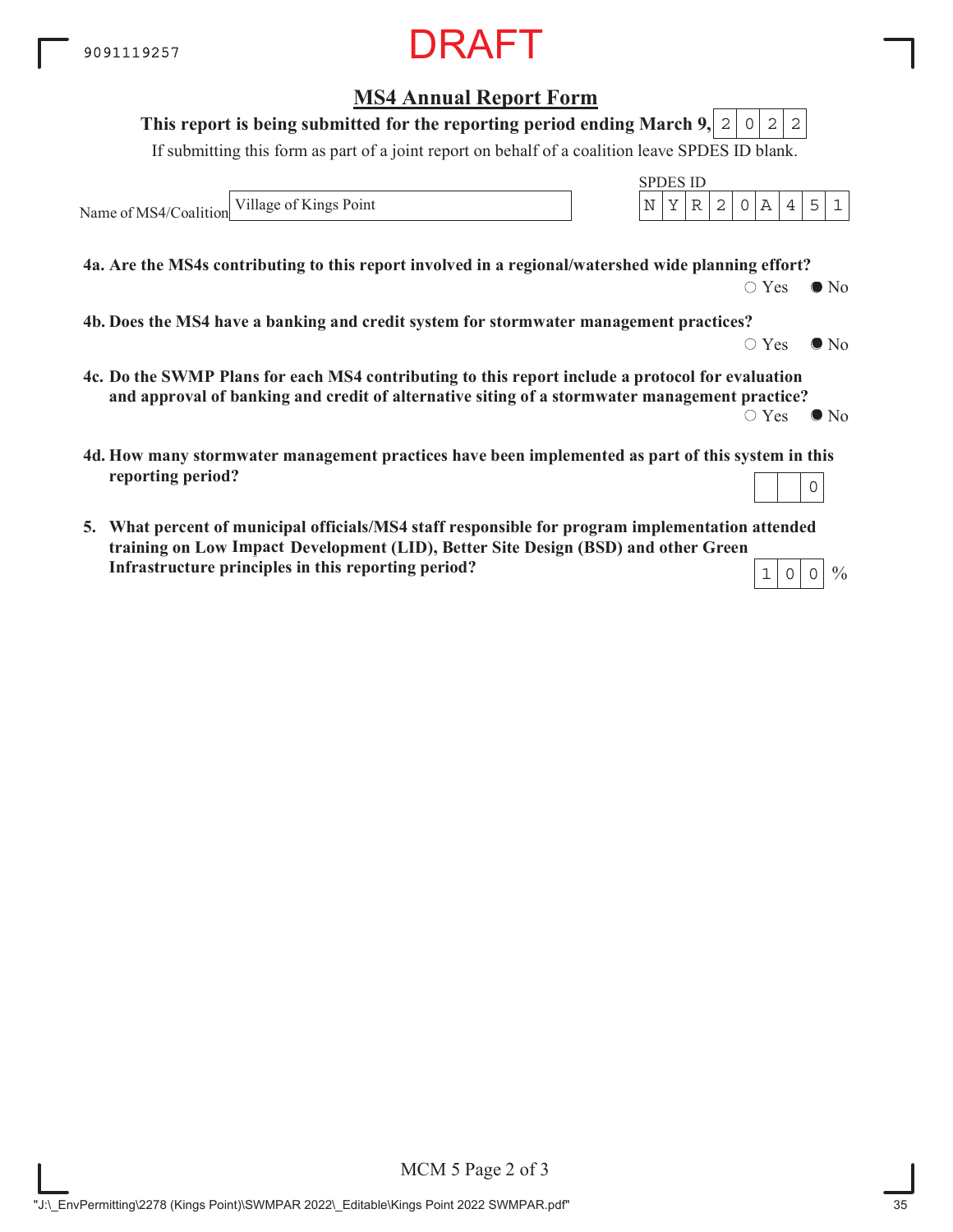DRAFT

## MS4 Annual Report Form

**This report is being submitted for the reporting period ending March 9, 2022**

If submitting this form as part of a joint report on behalf of a coalition leave SPDES ID blank.

Name of MS4/Coalition: Village of Kings Point

SPDES ID: NYR20A451

**4a. Are the MS4s contributing to this report involved in a regional/watershed wide planning effort?**

○ Yes ● No

**4b. Does the MS4 have a banking and credit system for stormwater management practices?**

○ Yes ● No

**4c. Do the SWMP Plans for each MS4 contributing to this report include a protocol for evaluation and approval of banking and credit of alternative siting of a stormwater management practice?**

○ Yes ● No

**4d. How many stormwater management practices have been implemented as part of this system in this reporting period?**

0

**5. What percent of municipal officials/MS4 staff responsible for program implementation attended training on Low Impact Development (LID), Better Site Design (BSD) and other Green Infrastructure principles in this reporting period?**

100 %

MCM 5 Page 2 of 3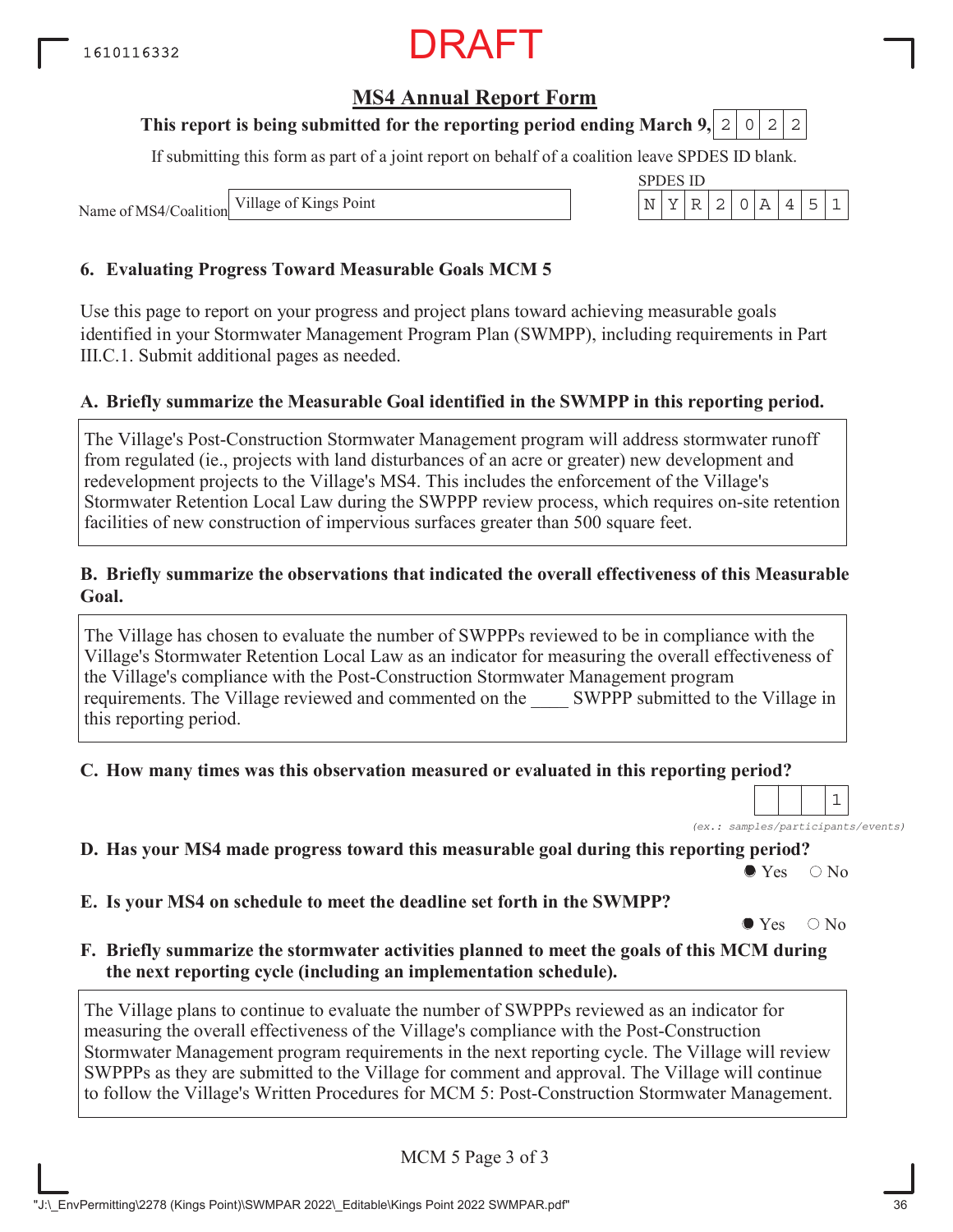DRAFT

## MS4 Annual Report Form

**This report is being submitted for the reporting period ending March 9, 2022**

If submitting this form as part of a joint report on behalf of a coalition leave SPDES ID blank.

Name of MS4/Coalition: Village of Kings Point

SPDES ID: NYR20A451

### 6. Evaluating Progress Toward Measurable Goals MCM 5

Use this page to report on your progress and project plans toward achieving measurable goals identified in your Stormwater Management Program Plan (SWMPP), including requirements in Part III.C.1. Submit additional pages as needed.

**A. Briefly summarize the Measurable Goal identified in the SWMPP in this reporting period.**

The Village's Post-Construction Stormwater Management program will address stormwater runoff from regulated (ie., projects with land disturbances of an acre or greater) new development and redevelopment projects to the Village's MS4. This includes the enforcement of the Village's Stormwater Retention Local Law during the SWPPP review process, which requires on-site retention facilities of new construction of impervious surfaces greater than 500 square feet.

**B. Briefly summarize the observations that indicated the overall effectiveness of this Measurable Goal.**

The Village has chosen to evaluate the number of SWPPPs reviewed to be in compliance with the Village's Stormwater Retention Local Law as an indicator for measuring the overall effectiveness of the Village's compliance with the Post-Construction Stormwater Management program requirements. The Village reviewed and commented on the ____ SWPPP submitted to the Village in this reporting period.

**C. How many times was this observation measured or evaluated in this reporting period?**

1

*(ex.: samples/participants/events)*

**D. Has your MS4 made progress toward this measurable goal during this reporting period?**

● Yes ○ No

**E. Is your MS4 on schedule to meet the deadline set forth in the SWMPP?**

● Yes ○ No

**F. Briefly summarize the stormwater activities planned to meet the goals of this MCM during the next reporting cycle (including an implementation schedule).**

The Village plans to continue to evaluate the number of SWPPPs reviewed as an indicator for measuring the overall effectiveness of the Village's compliance with the Post-Construction Stormwater Management program requirements in the next reporting cycle. The Village will review SWPPPs as they are submitted to the Village for comment and approval. The Village will continue to follow the Village's Written Procedures for MCM 5: Post-Construction Stormwater Management.

MCM 5 Page 3 of 3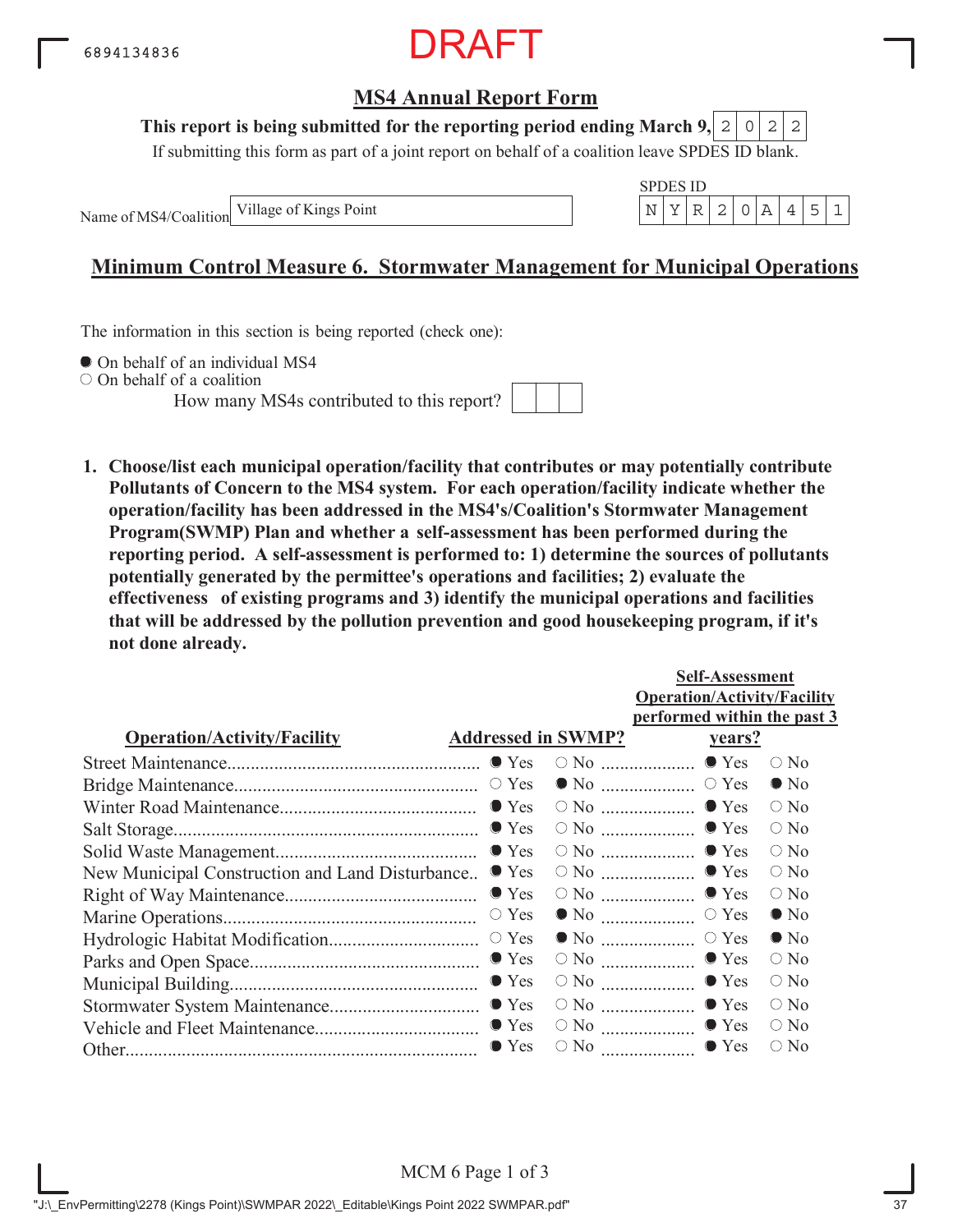6894134836

DRAFT

## MS4 Annual Report Form

**This report is being submitted for the reporting period ending March 9, 2022**

If submitting this form as part of a joint report on behalf of a coalition leave SPDES ID blank.

Name of MS4/Coalition: Village of Kings Point

SPDES ID: NYR20A451

## Minimum Control Measure 6. Stormwater Management for Municipal Operations

The information in this section is being reported (check one):

- ● On behalf of an individual MS4
- ○ On behalf of a coalition

How many MS4s contributed to this report?

**1. Choose/list each municipal operation/facility that contributes or may potentially contribute Pollutants of Concern to the MS4 system. For each operation/facility indicate whether the operation/facility has been addressed in the MS4's/Coalition's Stormwater Management Program(SWMP) Plan and whether a self-assessment has been performed during the reporting period. A self-assessment is performed to: 1) determine the sources of pollutants potentially generated by the permittee's operations and facilities; 2) evaluate the effectiveness of existing programs and 3) identify the municipal operations and facilities that will be addressed by the pollution prevention and good housekeeping program, if it's not done already.**

| Operation/Activity/Facility | Addressed in SWMP? | Self-Assessment Operation/Activity/Facility performed within the past 3 years? |
|---|---|---|
| Street Maintenance | Yes | Yes |
| Bridge Maintenance | No | No |
| Winter Road Maintenance | Yes | Yes |
| Salt Storage | Yes | Yes |
| Solid Waste Management | Yes | Yes |
| New Municipal Construction and Land Disturbance | Yes | Yes |
| Right of Way Maintenance | Yes | Yes |
| Marine Operations | No | No |
| Hydrologic Habitat Modification | No | No |
| Parks and Open Space | Yes | Yes |
| Municipal Building | Yes | Yes |
| Stormwater System Maintenance | Yes | Yes |
| Vehicle and Fleet Maintenance | Yes | Yes |
| Other | Yes | Yes |

"J:\_EnvPermitting\2278 (Kings Point)\SWMPAR 2022\_Editable\Kings Point 2022 SWMPAR.pdf"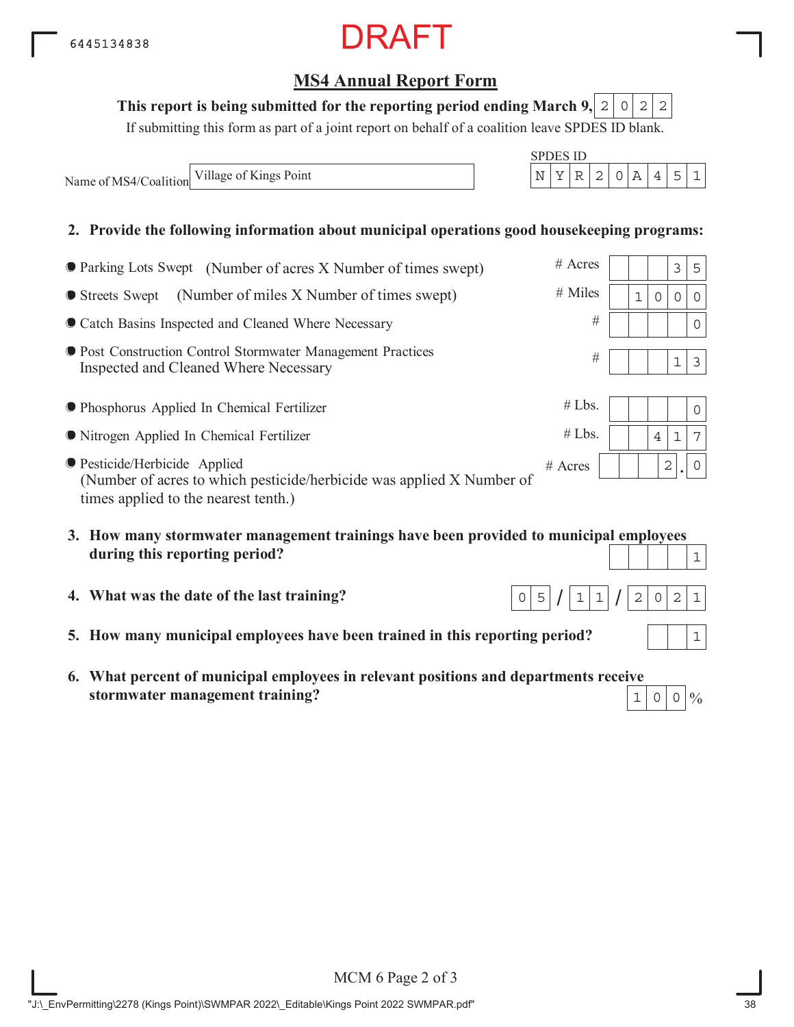6445134838

DRAFT

## MS4 Annual Report Form

**This report is being submitted for the reporting period ending March 9, 2022**

If submitting this form as part of a joint report on behalf of a coalition leave SPDES ID blank.

Name of MS4/Coalition: Village of Kings Point

SPDES ID: NYR20A451

**2. Provide the following information about municipal operations good housekeeping programs:**

| Item | Unit | Value |
|---|---|---|
| Parking Lots Swept (Number of acres X Number of times swept) | # Acres | 35 |
| Streets Swept (Number of miles X Number of times swept) | # Miles | 1000 |
| Catch Basins Inspected and Cleaned Where Necessary | # | 0 |
| Post Construction Control Stormwater Management Practices Inspected and Cleaned Where Necessary | # | 13 |
| Phosphorus Applied In Chemical Fertilizer | # Lbs. | 0 |
| Nitrogen Applied In Chemical Fertilizer | # Lbs. | 417 |
| Pesticide/Herbicide Applied (Number of acres to which pesticide/herbicide was applied X Number of times applied to the nearest tenth.) | # Acres | 2.0 |

**3. How many stormwater management trainings have been provided to municipal employees during this reporting period?** 1

**4. What was the date of the last training?** 05/11/2021

**5. How many municipal employees have been trained in this reporting period?** 1

**6. What percent of municipal employees in relevant positions and departments receive stormwater management training?** 100%

"J:\_EnvPermitting\2278 (Kings Point)\SWMPAR 2022\_Editable\Kings Point 2022 SWMPAR.pdf"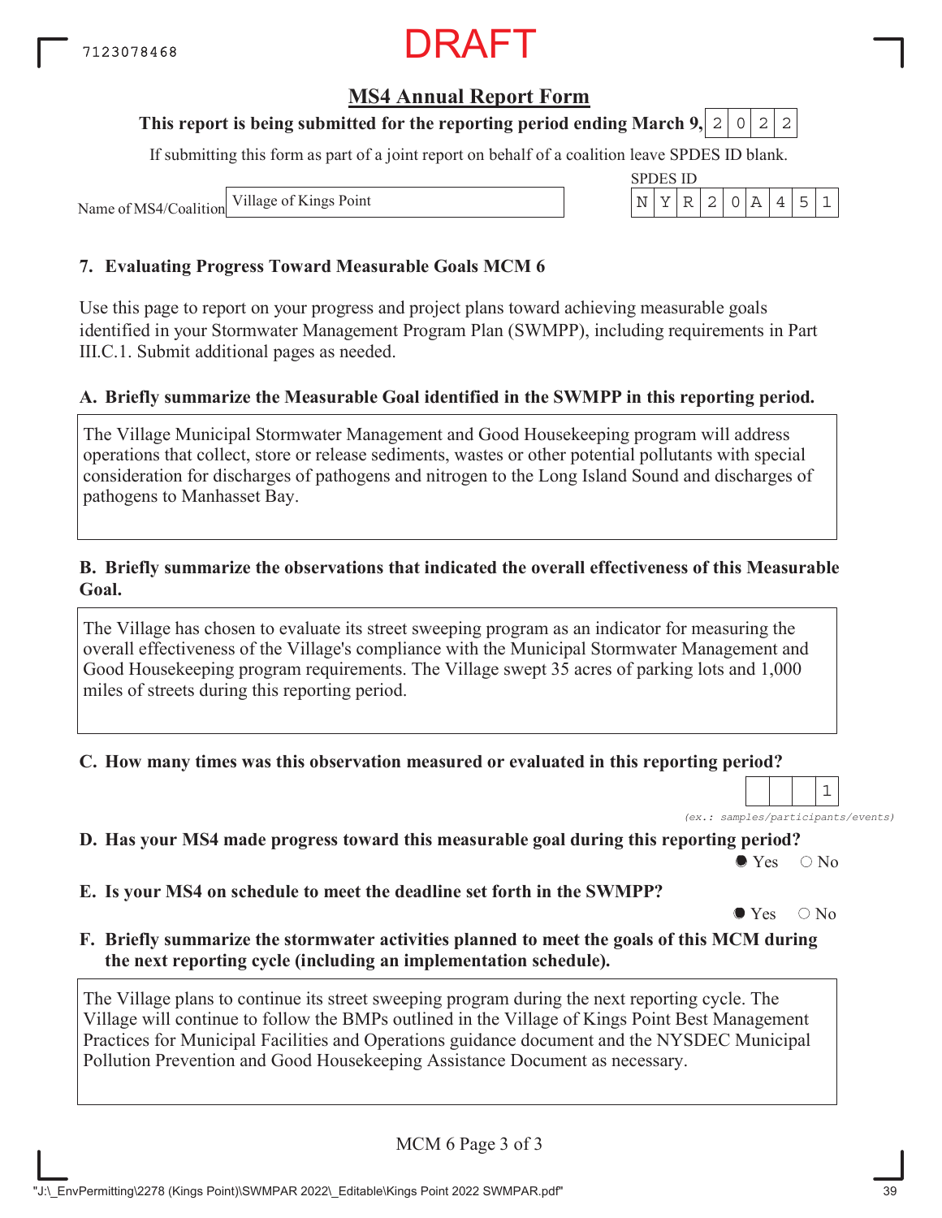7123078468

DRAFT

## MS4 Annual Report Form

**This report is being submitted for the reporting period ending March 9, 2022**

If submitting this form as part of a joint report on behalf of a coalition leave SPDES ID blank.

Name of MS4/Coalition: Village of Kings Point

SPDES ID: NYR20A451

### 7. Evaluating Progress Toward Measurable Goals MCM 6

Use this page to report on your progress and project plans toward achieving measurable goals identified in your Stormwater Management Program Plan (SWMPP), including requirements in Part III.C.1. Submit additional pages as needed.

**A. Briefly summarize the Measurable Goal identified in the SWMPP in this reporting period.**

The Village Municipal Stormwater Management and Good Housekeeping program will address operations that collect, store or release sediments, wastes or other potential pollutants with special consideration for discharges of pathogens and nitrogen to the Long Island Sound and discharges of pathogens to Manhasset Bay.

**B. Briefly summarize the observations that indicated the overall effectiveness of this Measurable Goal.**

The Village has chosen to evaluate its street sweeping program as an indicator for measuring the overall effectiveness of the Village's compliance with the Municipal Stormwater Management and Good Housekeeping program requirements. The Village swept 35 acres of parking lots and 1,000 miles of streets during this reporting period.

**C. How many times was this observation measured or evaluated in this reporting period?**

1

*(ex.: samples/participants/events)*

**D. Has your MS4 made progress toward this measurable goal during this reporting period?**

● Yes ○ No

**E. Is your MS4 on schedule to meet the deadline set forth in the SWMPP?**

● Yes ○ No

**F. Briefly summarize the stormwater activities planned to meet the goals of this MCM during the next reporting cycle (including an implementation schedule).**

The Village plans to continue its street sweeping program during the next reporting cycle. The Village will continue to follow the BMPs outlined in the Village of Kings Point Best Management Practices for Municipal Facilities and Operations guidance document and the NYSDEC Municipal Pollution Prevention and Good Housekeeping Assistance Document as necessary.

MCM 6 Page 3 of 3

"J:\_EnvPermitting\2278 (Kings Point)\SWMPAR 2022\_Editable\Kings Point 2022 SWMPAR.pdf"